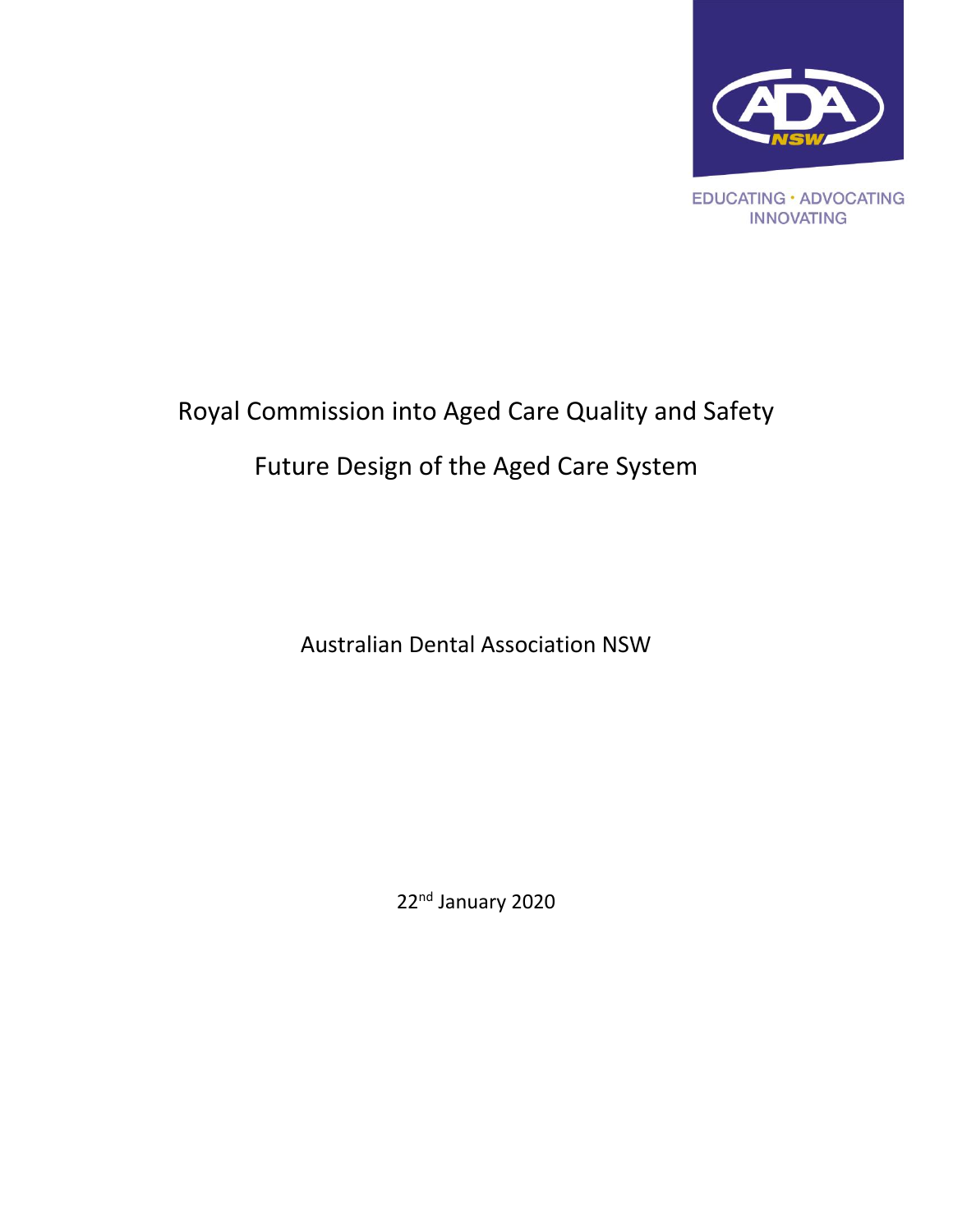ADA NSW

EDUCATING · ADVOCATING INNOVATING

# Royal Commission into Aged Care Quality and Safety

## Future Design of the Aged Care System

Australian Dental Association NSW

22nd January 2020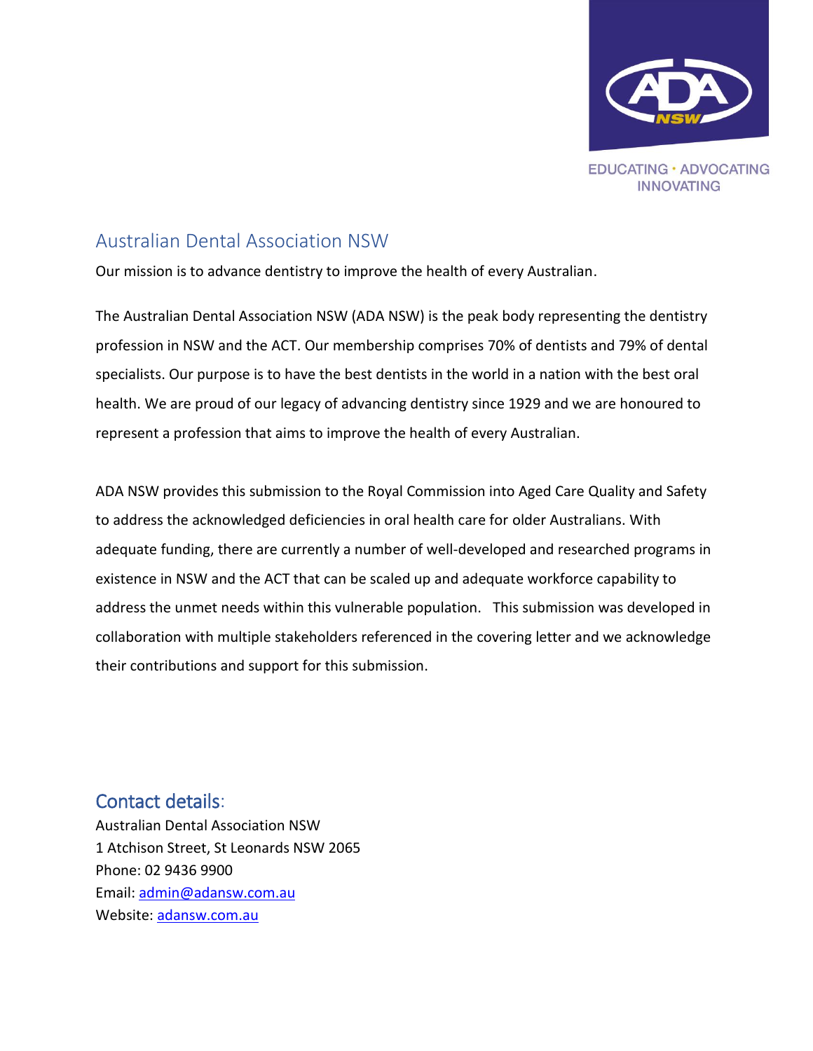EDUCATING · ADVOCATING INNOVATING

## Australian Dental Association NSW

Our mission is to advance dentistry to improve the health of every Australian.

The Australian Dental Association NSW (ADA NSW) is the peak body representing the dentistry profession in NSW and the ACT. Our membership comprises 70% of dentists and 79% of dental specialists. Our purpose is to have the best dentists in the world in a nation with the best oral health. We are proud of our legacy of advancing dentistry since 1929 and we are honoured to represent a profession that aims to improve the health of every Australian.

ADA NSW provides this submission to the Royal Commission into Aged Care Quality and Safety to address the acknowledged deficiencies in oral health care for older Australians. With adequate funding, there are currently a number of well-developed and researched programs in existence in NSW and the ACT that can be scaled up and adequate workforce capability to address the unmet needs within this vulnerable population. This submission was developed in collaboration with multiple stakeholders referenced in the covering letter and we acknowledge their contributions and support for this submission.

## Contact details:

Australian Dental Association NSW
1 Atchison Street, St Leonards NSW 2065
Phone: 02 9436 9900
Email: admin@adansw.com.au
Website: adansw.com.au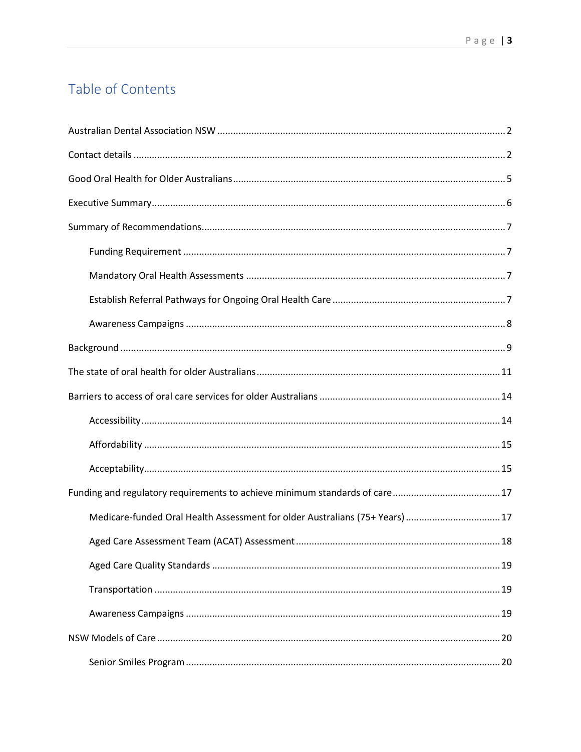# Table of Contents

Australian Dental Association NSW ........................................................ 2

Contact details ........................................................................................ 2

Good Oral Health for Older Australians .................................................. 5

Executive Summary ................................................................................. 6

Summary of Recommendations ............................................................... 7

- Funding Requirement ........................................................................ 7
- Mandatory Oral Health Assessments ................................................ 7
- Establish Referral Pathways for Ongoing Oral Health Care ............... 7
- Awareness Campaigns ...................................................................... 8

Background .............................................................................................. 9

The state of oral health for older Australians ......................................... 11

Barriers to access of oral care services for older Australians ................ 14

- Accessibility ...................................................................................... 14
- Affordability ...................................................................................... 15
- Acceptability ..................................................................................... 15

Funding and regulatory requirements to achieve minimum standards of care ......................................... 17

- Medicare-funded Oral Health Assessment for older Australians (75+ Years) ....................................... 17
- Aged Care Assessment Team (ACAT) Assessment ............................ 18
- Aged Care Quality Standards ............................................................ 19
- Transportation .................................................................................. 19
- Awareness Campaigns ...................................................................... 19

NSW Models of Care .............................................................................. 20

- Senior Smiles Program ...................................................................... 20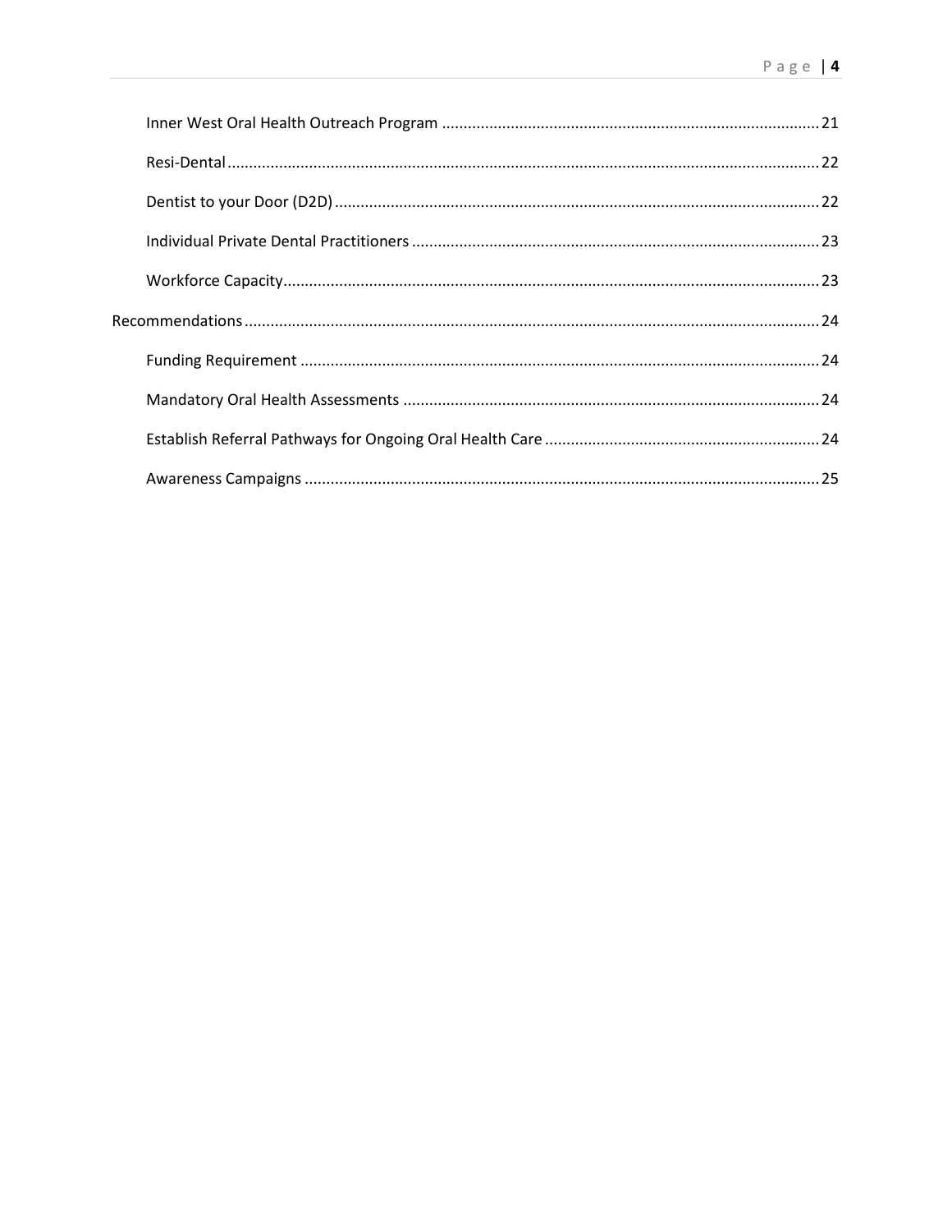Inner West Oral Health Outreach Program ........................................................................................ 21

Resi-Dental ................................................................................................................................ 22

Dentist to your Door (D2D) ............................................................................................................. 22

Individual Private Dental Practitioners ............................................................................................. 23

Workforce Capacity ........................................................................................................................ 23

Recommendations ............................................................................................................................ 24

Funding Requirement ...................................................................................................................... 24

Mandatory Oral Health Assessments ................................................................................................ 24

Establish Referral Pathways for Ongoing Oral Health Care ............................................................... 24

Awareness Campaigns ..................................................................................................................... 25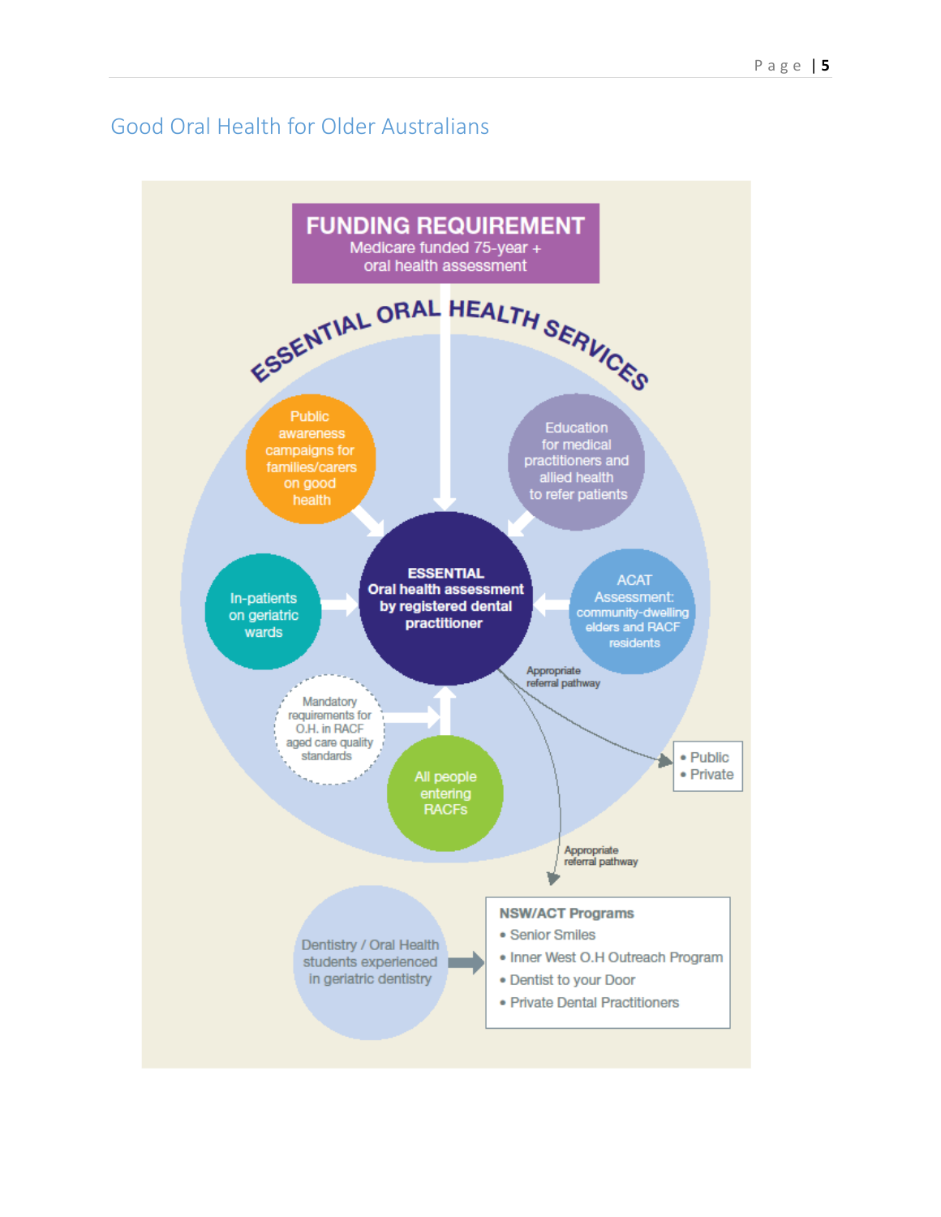## Good Oral Health for Older Australians

**FUNDING REQUIREMENT**
Medicare funded 75-year + oral health assessment

**ESSENTIAL ORAL HEALTH SERVICES**

- Public awareness campaigns for families/carers on good health
- Education for medical practitioners and allied health to refer patients
- In-patients on geriatric wards
- ACAT Assessment: community-dwelling elders and RACF residents
- Mandatory requirements for O.H. in RACF aged care quality standards
- All people entering RACFs

**ESSENTIAL Oral health assessment by registered dental practitioner**

Appropriate referral pathway

- Public
- Private

Appropriate referral pathway

Dentistry / Oral Health students experienced in geriatric dentistry

**NSW/ACT Programs**

- Senior Smiles
- Inner West O.H Outreach Program
- Dentist to your Door
- Private Dental Practitioners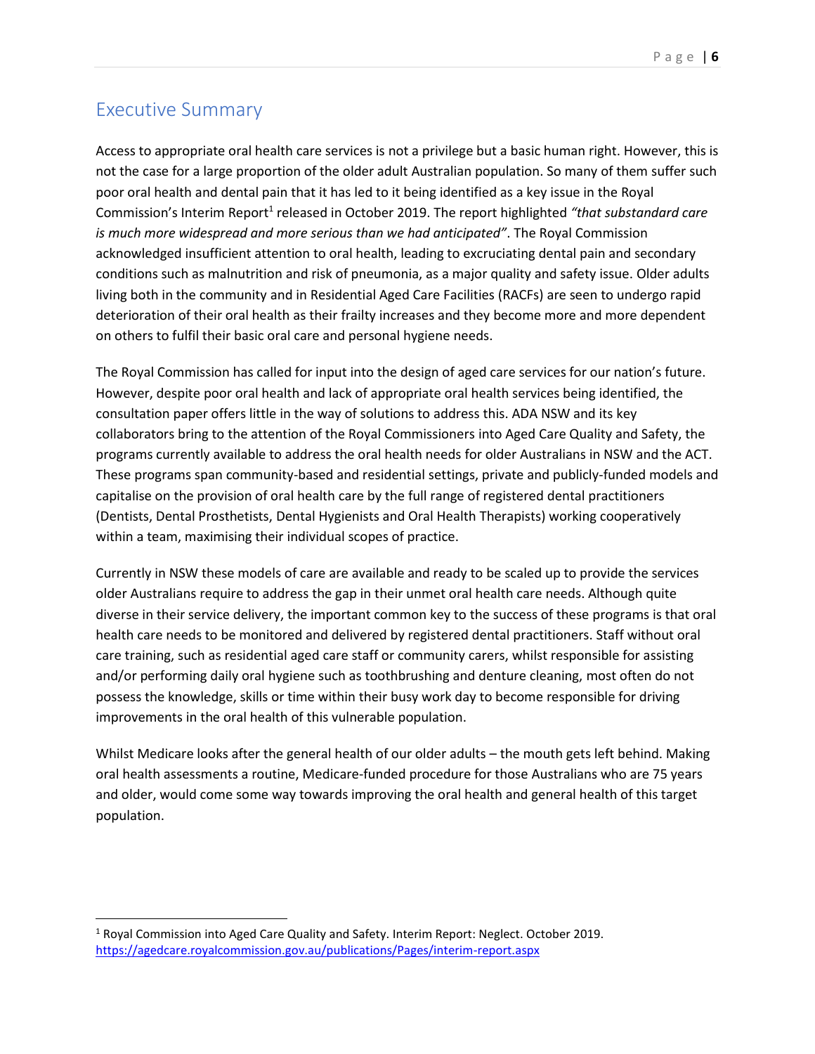## Executive Summary

Access to appropriate oral health care services is not a privilege but a basic human right. However, this is not the case for a large proportion of the older adult Australian population. So many of them suffer such poor oral health and dental pain that it has led to it being identified as a key issue in the Royal Commission's Interim Report[1] released in October 2019. The report highlighted *"that substandard care is much more widespread and more serious than we had anticipated"*. The Royal Commission acknowledged insufficient attention to oral health, leading to excruciating dental pain and secondary conditions such as malnutrition and risk of pneumonia, as a major quality and safety issue. Older adults living both in the community and in Residential Aged Care Facilities (RACFs) are seen to undergo rapid deterioration of their oral health as their frailty increases and they become more and more dependent on others to fulfil their basic oral care and personal hygiene needs.

The Royal Commission has called for input into the design of aged care services for our nation's future. However, despite poor oral health and lack of appropriate oral health services being identified, the consultation paper offers little in the way of solutions to address this. ADA NSW and its key collaborators bring to the attention of the Royal Commissioners into Aged Care Quality and Safety, the programs currently available to address the oral health needs for older Australians in NSW and the ACT. These programs span community-based and residential settings, private and publicly-funded models and capitalise on the provision of oral health care by the full range of registered dental practitioners (Dentists, Dental Prosthetists, Dental Hygienists and Oral Health Therapists) working cooperatively within a team, maximising their individual scopes of practice.

Currently in NSW these models of care are available and ready to be scaled up to provide the services older Australians require to address the gap in their unmet oral health care needs. Although quite diverse in their service delivery, the important common key to the success of these programs is that oral health care needs to be monitored and delivered by registered dental practitioners. Staff without oral care training, such as residential aged care staff or community carers, whilst responsible for assisting and/or performing daily oral hygiene such as toothbrushing and denture cleaning, most often do not possess the knowledge, skills or time within their busy work day to become responsible for driving improvements in the oral health of this vulnerable population.

Whilst Medicare looks after the general health of our older adults – the mouth gets left behind. Making oral health assessments a routine, Medicare-funded procedure for those Australians who are 75 years and older, would come some way towards improving the oral health and general health of this target population.

---

[1] Royal Commission into Aged Care Quality and Safety. Interim Report: Neglect. October 2019. https://agedcare.royalcommission.gov.au/publications/Pages/interim-report.aspx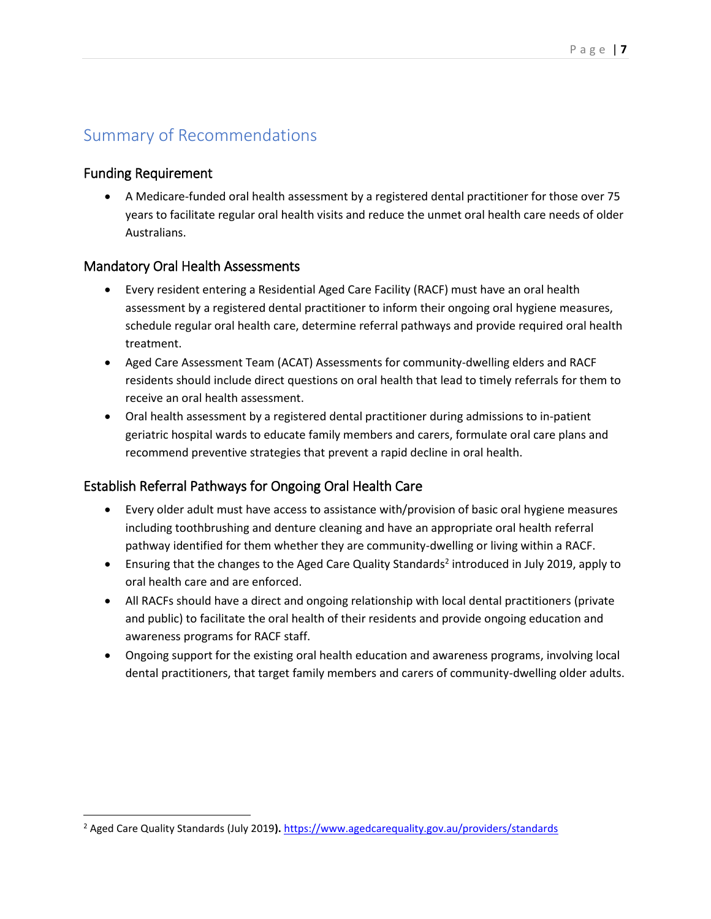## Summary of Recommendations

### Funding Requirement

- A Medicare-funded oral health assessment by a registered dental practitioner for those over 75 years to facilitate regular oral health visits and reduce the unmet oral health care needs of older Australians.

### Mandatory Oral Health Assessments

- Every resident entering a Residential Aged Care Facility (RACF) must have an oral health assessment by a registered dental practitioner to inform their ongoing oral hygiene measures, schedule regular oral health care, determine referral pathways and provide required oral health treatment.
- Aged Care Assessment Team (ACAT) Assessments for community-dwelling elders and RACF residents should include direct questions on oral health that lead to timely referrals for them to receive an oral health assessment.
- Oral health assessment by a registered dental practitioner during admissions to in-patient geriatric hospital wards to educate family members and carers, formulate oral care plans and recommend preventive strategies that prevent a rapid decline in oral health.

### Establish Referral Pathways for Ongoing Oral Health Care

- Every older adult must have access to assistance with/provision of basic oral hygiene measures including toothbrushing and denture cleaning and have an appropriate oral health referral pathway identified for them whether they are community-dwelling or living within a RACF.
- Ensuring that the changes to the Aged Care Quality Standards[2] introduced in July 2019, apply to oral health care and are enforced.
- All RACFs should have a direct and ongoing relationship with local dental practitioners (private and public) to facilitate the oral health of their residents and provide ongoing education and awareness programs for RACF staff.
- Ongoing support for the existing oral health education and awareness programs, involving local dental practitioners, that target family members and carers of community-dwelling older adults.

[2] Aged Care Quality Standards (July 2019**).** https://www.agedcarequality.gov.au/providers/standards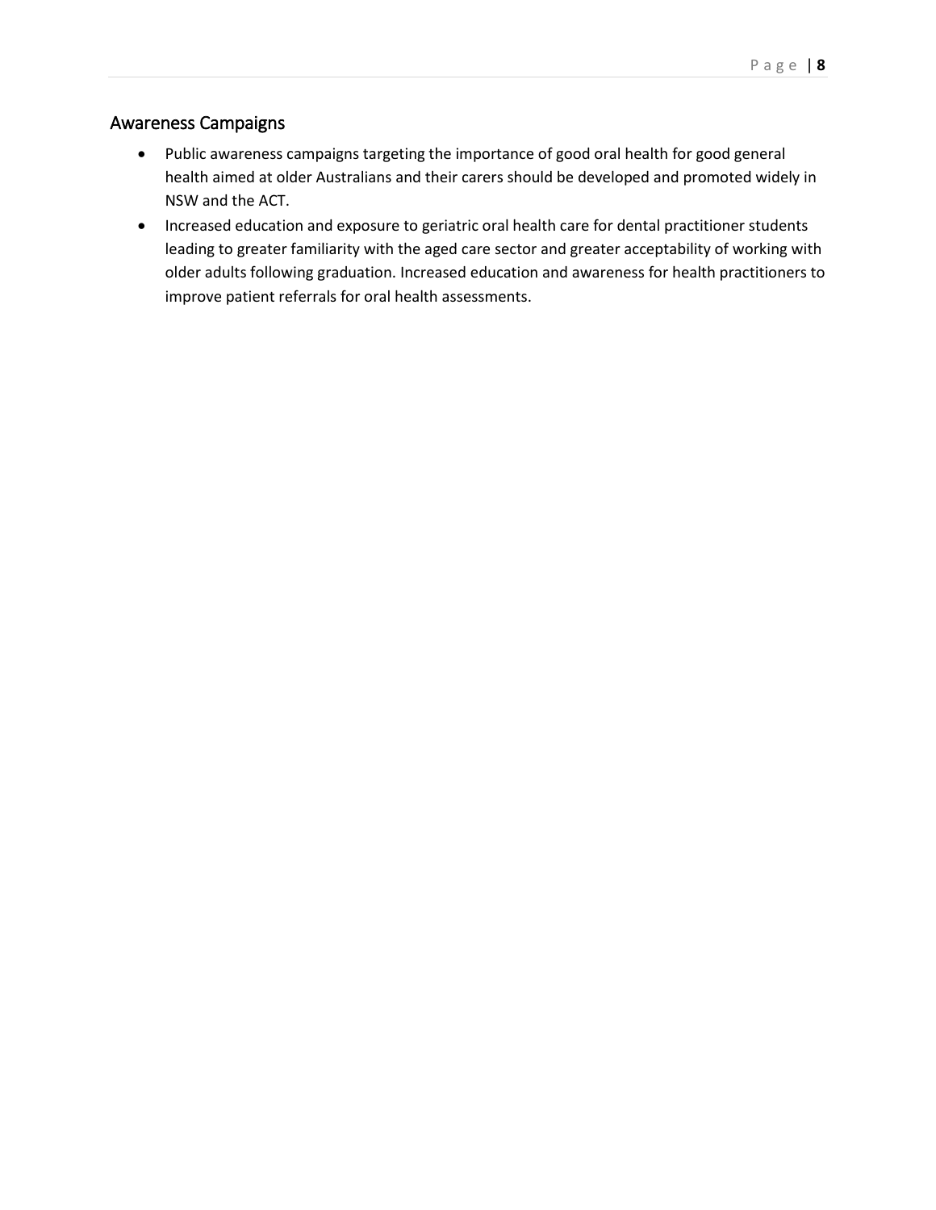## Awareness Campaigns

- Public awareness campaigns targeting the importance of good oral health for good general health aimed at older Australians and their carers should be developed and promoted widely in NSW and the ACT.
- Increased education and exposure to geriatric oral health care for dental practitioner students leading to greater familiarity with the aged care sector and greater acceptability of working with older adults following graduation. Increased education and awareness for health practitioners to improve patient referrals for oral health assessments.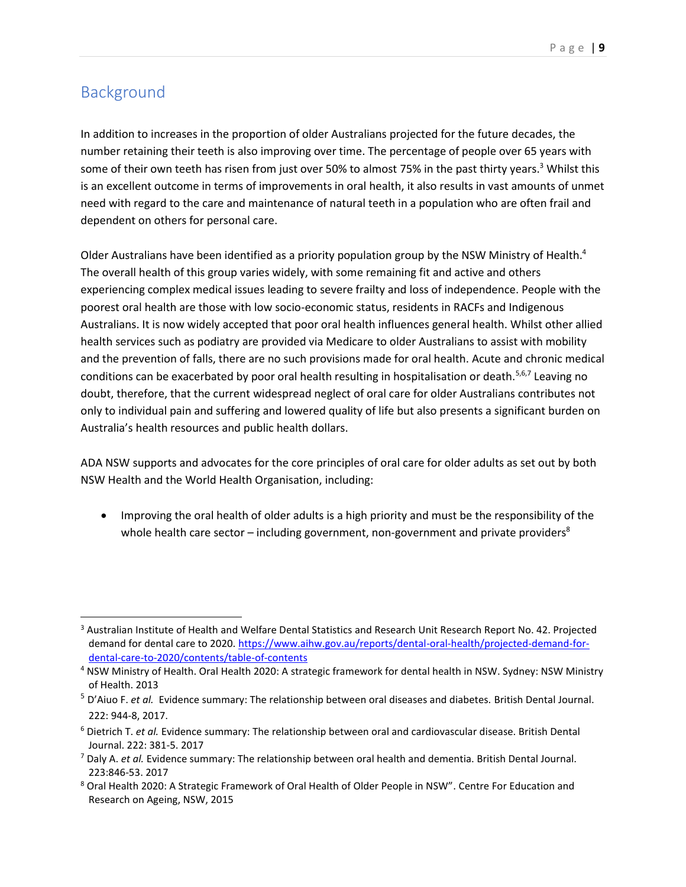## Background

In addition to increases in the proportion of older Australians projected for the future decades, the number retaining their teeth is also improving over time. The percentage of people over 65 years with some of their own teeth has risen from just over 50% to almost 75% in the past thirty years.[3] Whilst this is an excellent outcome in terms of improvements in oral health, it also results in vast amounts of unmet need with regard to the care and maintenance of natural teeth in a population who are often frail and dependent on others for personal care.

Older Australians have been identified as a priority population group by the NSW Ministry of Health.[4] The overall health of this group varies widely, with some remaining fit and active and others experiencing complex medical issues leading to severe frailty and loss of independence. People with the poorest oral health are those with low socio-economic status, residents in RACFs and Indigenous Australians. It is now widely accepted that poor oral health influences general health. Whilst other allied health services such as podiatry are provided via Medicare to older Australians to assist with mobility and the prevention of falls, there are no such provisions made for oral health. Acute and chronic medical conditions can be exacerbated by poor oral health resulting in hospitalisation or death.[5,6,7] Leaving no doubt, therefore, that the current widespread neglect of oral care for older Australians contributes not only to individual pain and suffering and lowered quality of life but also presents a significant burden on Australia's health resources and public health dollars.

ADA NSW supports and advocates for the core principles of oral care for older adults as set out by both NSW Health and the World Health Organisation, including:

- Improving the oral health of older adults is a high priority and must be the responsibility of the whole health care sector – including government, non-government and private providers[8]

---

[3] Australian Institute of Health and Welfare Dental Statistics and Research Unit Research Report No. 42. Projected demand for dental care to 2020. https://www.aihw.gov.au/reports/dental-oral-health/projected-demand-for-dental-care-to-2020/contents/table-of-contents

[4] NSW Ministry of Health. Oral Health 2020: A strategic framework for dental health in NSW. Sydney: NSW Ministry of Health. 2013

[5] D'Aiuo F. *et al.* Evidence summary: The relationship between oral diseases and diabetes. British Dental Journal. 222: 944-8, 2017.

[6] Dietrich T. *et al.* Evidence summary: The relationship between oral and cardiovascular disease. British Dental Journal. 222: 381-5. 2017

[7] Daly A. *et al.* Evidence summary: The relationship between oral health and dementia. British Dental Journal. 223:846-53. 2017

[8] Oral Health 2020: A Strategic Framework of Oral Health of Older People in NSW". Centre For Education and Research on Ageing, NSW, 2015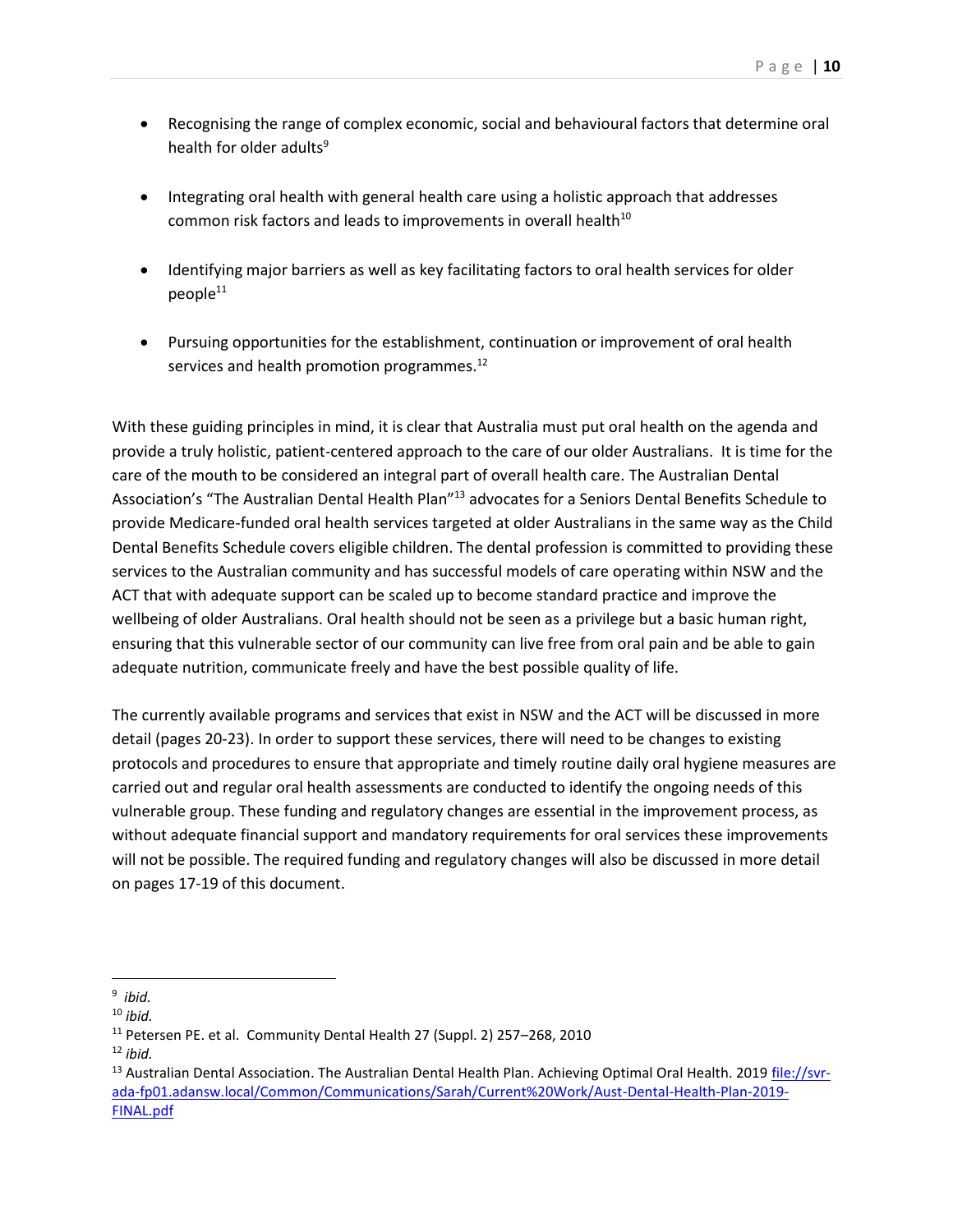- Recognising the range of complex economic, social and behavioural factors that determine oral health for older adults[9]

- Integrating oral health with general health care using a holistic approach that addresses common risk factors and leads to improvements in overall health[10]

- Identifying major barriers as well as key facilitating factors to oral health services for older people[11]

- Pursuing opportunities for the establishment, continuation or improvement of oral health services and health promotion programmes.[12]

With these guiding principles in mind, it is clear that Australia must put oral health on the agenda and provide a truly holistic, patient-centered approach to the care of our older Australians. It is time for the care of the mouth to be considered an integral part of overall health care. The Australian Dental Association's "The Australian Dental Health Plan"[13] advocates for a Seniors Dental Benefits Schedule to provide Medicare-funded oral health services targeted at older Australians in the same way as the Child Dental Benefits Schedule covers eligible children. The dental profession is committed to providing these services to the Australian community and has successful models of care operating within NSW and the ACT that with adequate support can be scaled up to become standard practice and improve the wellbeing of older Australians. Oral health should not be seen as a privilege but a basic human right, ensuring that this vulnerable sector of our community can live free from oral pain and be able to gain adequate nutrition, communicate freely and have the best possible quality of life.

The currently available programs and services that exist in NSW and the ACT will be discussed in more detail (pages 20-23). In order to support these services, there will need to be changes to existing protocols and procedures to ensure that appropriate and timely routine daily oral hygiene measures are carried out and regular oral health assessments are conducted to identify the ongoing needs of this vulnerable group. These funding and regulatory changes are essential in the improvement process, as without adequate financial support and mandatory requirements for oral services these improvements will not be possible. The required funding and regulatory changes will also be discussed in more detail on pages 17-19 of this document.

---

[9] *ibid.*

[10] *ibid.*

[11] Petersen PE. et al. Community Dental Health 27 (Suppl. 2) 257–268, 2010

[12] *ibid.*

[13] Australian Dental Association. The Australian Dental Health Plan. Achieving Optimal Oral Health. 2019 file://svr-ada-fp01.adansw.local/Common/Communications/Sarah/Current%20Work/Aust-Dental-Health-Plan-2019-FINAL.pdf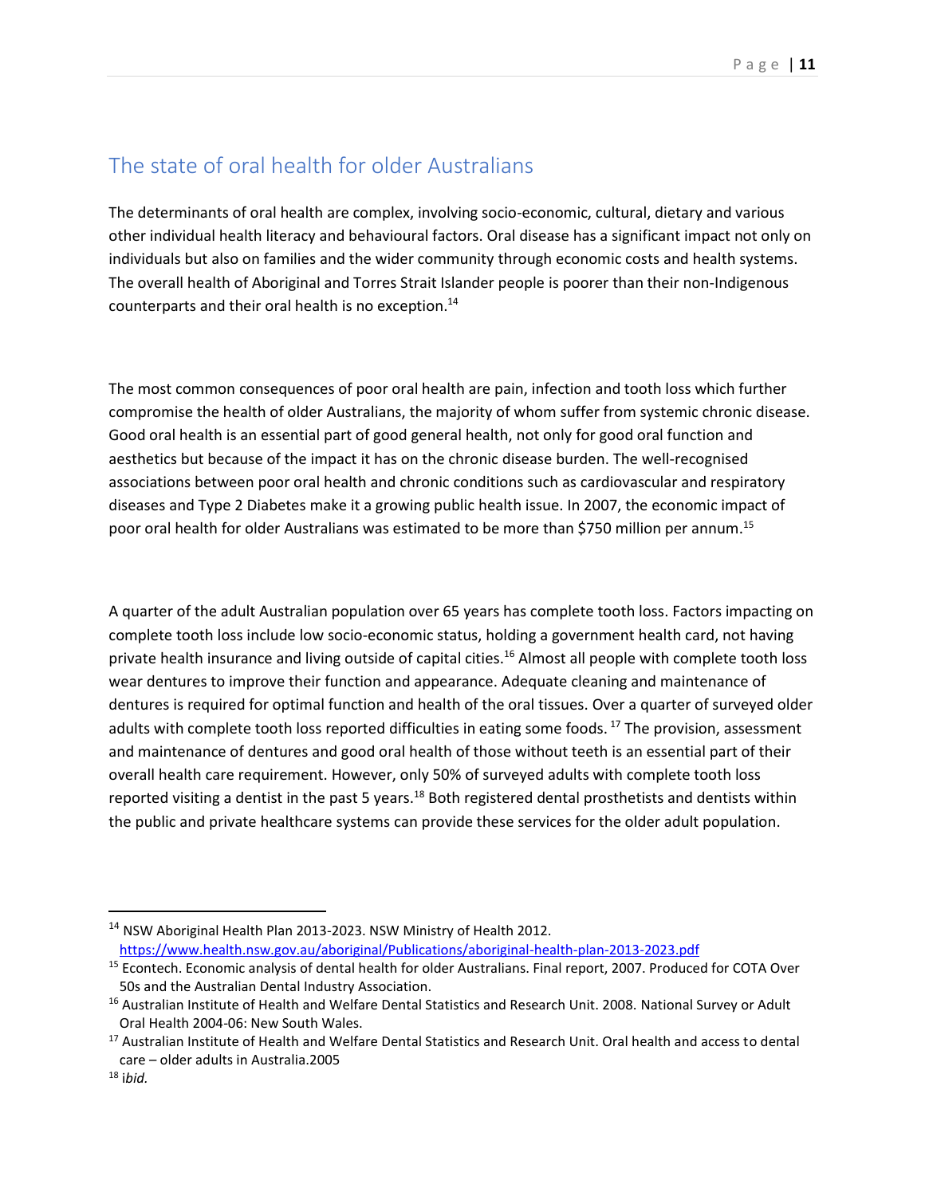## The state of oral health for older Australians

The determinants of oral health are complex, involving socio-economic, cultural, dietary and various other individual health literacy and behavioural factors. Oral disease has a significant impact not only on individuals but also on families and the wider community through economic costs and health systems. The overall health of Aboriginal and Torres Strait Islander people is poorer than their non-Indigenous counterparts and their oral health is no exception.[14]

The most common consequences of poor oral health are pain, infection and tooth loss which further compromise the health of older Australians, the majority of whom suffer from systemic chronic disease. Good oral health is an essential part of good general health, not only for good oral function and aesthetics but because of the impact it has on the chronic disease burden. The well-recognised associations between poor oral health and chronic conditions such as cardiovascular and respiratory diseases and Type 2 Diabetes make it a growing public health issue. In 2007, the economic impact of poor oral health for older Australians was estimated to be more than $750 million per annum.[15]

A quarter of the adult Australian population over 65 years has complete tooth loss. Factors impacting on complete tooth loss include low socio-economic status, holding a government health card, not having private health insurance and living outside of capital cities.[16] Almost all people with complete tooth loss wear dentures to improve their function and appearance. Adequate cleaning and maintenance of dentures is required for optimal function and health of the oral tissues. Over a quarter of surveyed older adults with complete tooth loss reported difficulties in eating some foods.[17] The provision, assessment and maintenance of dentures and good oral health of those without teeth is an essential part of their overall health care requirement. However, only 50% of surveyed adults with complete tooth loss reported visiting a dentist in the past 5 years.[18] Both registered dental prosthetists and dentists within the public and private healthcare systems can provide these services for the older adult population.

---

[14] NSW Aboriginal Health Plan 2013-2023. NSW Ministry of Health 2012. https://www.health.nsw.gov.au/aboriginal/Publications/aboriginal-health-plan-2013-2023.pdf

[15] Econtech. Economic analysis of dental health for older Australians. Final report, 2007. Produced for COTA Over 50s and the Australian Dental Industry Association.

[16] Australian Institute of Health and Welfare Dental Statistics and Research Unit. 2008. National Survey or Adult Oral Health 2004-06: New South Wales.

[17] Australian Institute of Health and Welfare Dental Statistics and Research Unit. Oral health and access to dental care – older adults in Australia.2005

[18] i*bid.*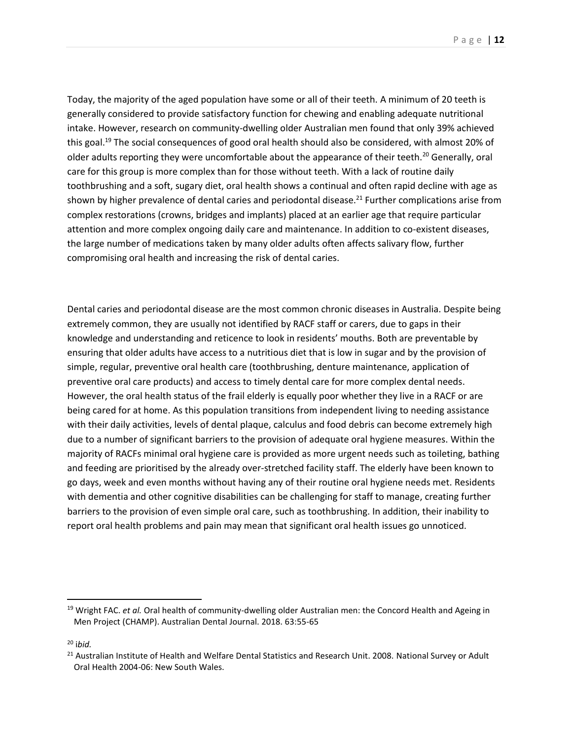Today, the majority of the aged population have some or all of their teeth. A minimum of 20 teeth is generally considered to provide satisfactory function for chewing and enabling adequate nutritional intake. However, research on community-dwelling older Australian men found that only 39% achieved this goal.[19] The social consequences of good oral health should also be considered, with almost 20% of older adults reporting they were uncomfortable about the appearance of their teeth.[20] Generally, oral care for this group is more complex than for those without teeth. With a lack of routine daily toothbrushing and a soft, sugary diet, oral health shows a continual and often rapid decline with age as shown by higher prevalence of dental caries and periodontal disease.[21] Further complications arise from complex restorations (crowns, bridges and implants) placed at an earlier age that require particular attention and more complex ongoing daily care and maintenance. In addition to co-existent diseases, the large number of medications taken by many older adults often affects salivary flow, further compromising oral health and increasing the risk of dental caries.

Dental caries and periodontal disease are the most common chronic diseases in Australia. Despite being extremely common, they are usually not identified by RACF staff or carers, due to gaps in their knowledge and understanding and reticence to look in residents' mouths. Both are preventable by ensuring that older adults have access to a nutritious diet that is low in sugar and by the provision of simple, regular, preventive oral health care (toothbrushing, denture maintenance, application of preventive oral care products) and access to timely dental care for more complex dental needs. However, the oral health status of the frail elderly is equally poor whether they live in a RACF or are being cared for at home. As this population transitions from independent living to needing assistance with their daily activities, levels of dental plaque, calculus and food debris can become extremely high due to a number of significant barriers to the provision of adequate oral hygiene measures. Within the majority of RACFs minimal oral hygiene care is provided as more urgent needs such as toileting, bathing and feeding are prioritised by the already over-stretched facility staff. The elderly have been known to go days, week and even months without having any of their routine oral hygiene needs met. Residents with dementia and other cognitive disabilities can be challenging for staff to manage, creating further barriers to the provision of even simple oral care, such as toothbrushing. In addition, their inability to report oral health problems and pain may mean that significant oral health issues go unnoticed.

---

[19] Wright FAC. *et al.* Oral health of community-dwelling older Australian men: the Concord Health and Ageing in Men Project (CHAMP). Australian Dental Journal. 2018. 63:55-65

[20] i*bid.*

[21] Australian Institute of Health and Welfare Dental Statistics and Research Unit. 2008. National Survey or Adult Oral Health 2004-06: New South Wales.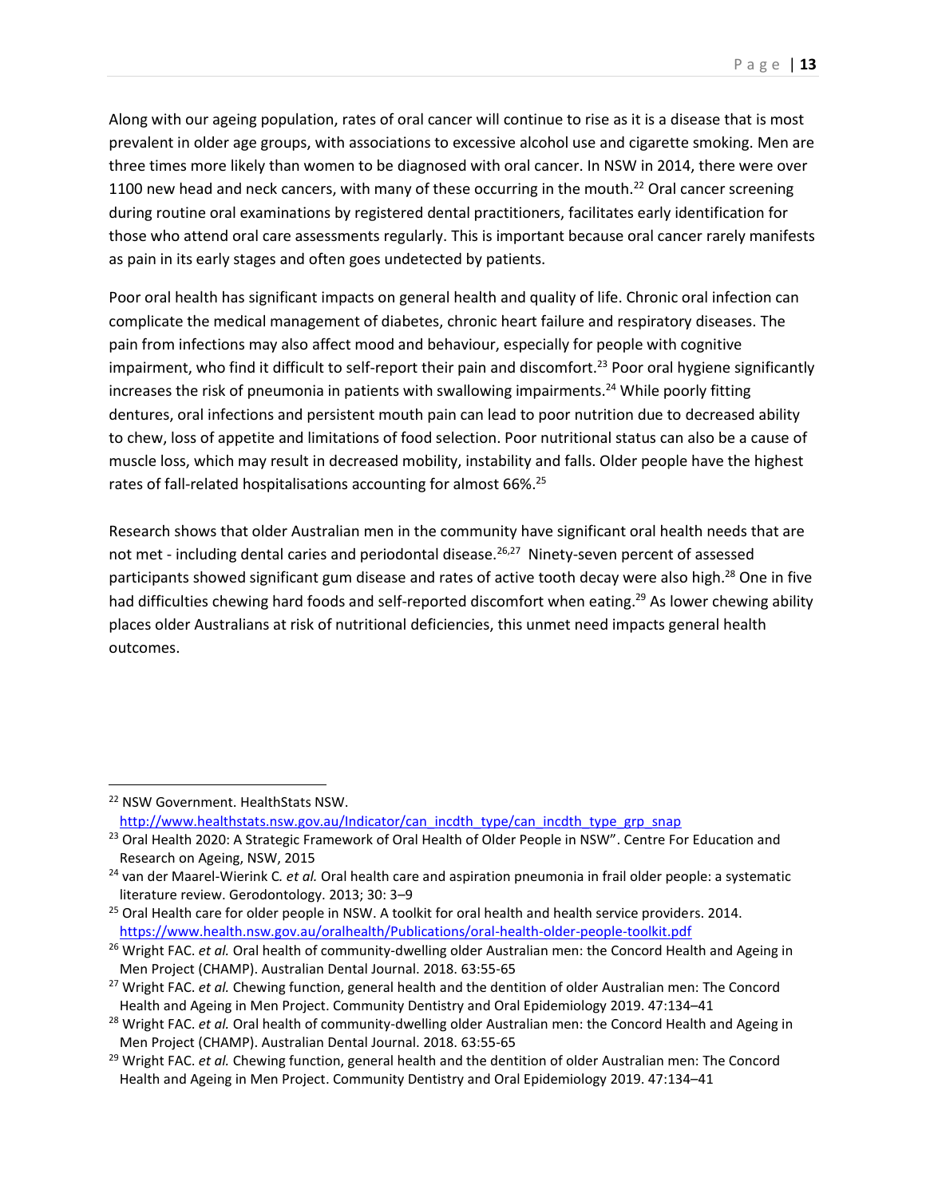Along with our ageing population, rates of oral cancer will continue to rise as it is a disease that is most prevalent in older age groups, with associations to excessive alcohol use and cigarette smoking. Men are three times more likely than women to be diagnosed with oral cancer. In NSW in 2014, there were over 1100 new head and neck cancers, with many of these occurring in the mouth.[22] Oral cancer screening during routine oral examinations by registered dental practitioners, facilitates early identification for those who attend oral care assessments regularly. This is important because oral cancer rarely manifests as pain in its early stages and often goes undetected by patients.

Poor oral health has significant impacts on general health and quality of life. Chronic oral infection can complicate the medical management of diabetes, chronic heart failure and respiratory diseases. The pain from infections may also affect mood and behaviour, especially for people with cognitive impairment, who find it difficult to self-report their pain and discomfort.[23] Poor oral hygiene significantly increases the risk of pneumonia in patients with swallowing impairments.[24] While poorly fitting dentures, oral infections and persistent mouth pain can lead to poor nutrition due to decreased ability to chew, loss of appetite and limitations of food selection. Poor nutritional status can also be a cause of muscle loss, which may result in decreased mobility, instability and falls. Older people have the highest rates of fall-related hospitalisations accounting for almost 66%.[25]

Research shows that older Australian men in the community have significant oral health needs that are not met - including dental caries and periodontal disease.[26,27] Ninety-seven percent of assessed participants showed significant gum disease and rates of active tooth decay were also high.[28] One in five had difficulties chewing hard foods and self-reported discomfort when eating.[29] As lower chewing ability places older Australians at risk of nutritional deficiencies, this unmet need impacts general health outcomes.

---

[22] NSW Government. HealthStats NSW. http://www.healthstats.nsw.gov.au/Indicator/can_incdth_type/can_incdth_type_grp_snap

[23] Oral Health 2020: A Strategic Framework of Oral Health of Older People in NSW". Centre For Education and Research on Ageing, NSW, 2015

[24] van der Maarel-Wierink C. *et al.* Oral health care and aspiration pneumonia in frail older people: a systematic literature review. Gerodontology. 2013; 30: 3–9

[25] Oral Health care for older people in NSW. A toolkit for oral health and health service providers. 2014. https://www.health.nsw.gov.au/oralhealth/Publications/oral-health-older-people-toolkit.pdf

[26] Wright FAC. *et al.* Oral health of community-dwelling older Australian men: the Concord Health and Ageing in Men Project (CHAMP). Australian Dental Journal. 2018. 63:55-65

[27] Wright FAC. *et al.* Chewing function, general health and the dentition of older Australian men: The Concord Health and Ageing in Men Project. Community Dentistry and Oral Epidemiology 2019. 47:134–41

[28] Wright FAC. *et al.* Oral health of community-dwelling older Australian men: the Concord Health and Ageing in Men Project (CHAMP). Australian Dental Journal. 2018. 63:55-65

[29] Wright FAC. *et al.* Chewing function, general health and the dentition of older Australian men: The Concord Health and Ageing in Men Project. Community Dentistry and Oral Epidemiology 2019. 47:134–41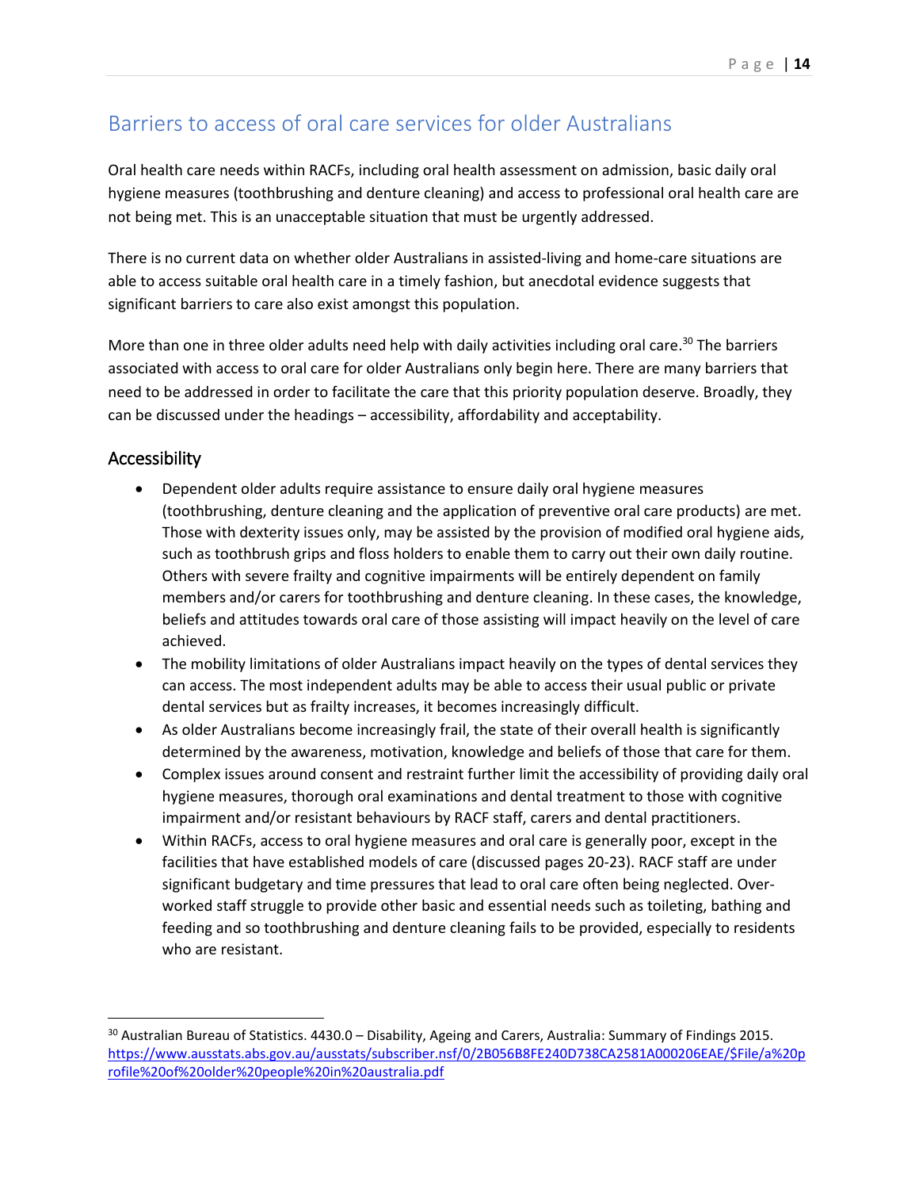## Barriers to access of oral care services for older Australians

Oral health care needs within RACFs, including oral health assessment on admission, basic daily oral hygiene measures (toothbrushing and denture cleaning) and access to professional oral health care are not being met. This is an unacceptable situation that must be urgently addressed.

There is no current data on whether older Australians in assisted-living and home-care situations are able to access suitable oral health care in a timely fashion, but anecdotal evidence suggests that significant barriers to care also exist amongst this population.

More than one in three older adults need help with daily activities including oral care.[30] The barriers associated with access to oral care for older Australians only begin here. There are many barriers that need to be addressed in order to facilitate the care that this priority population deserve. Broadly, they can be discussed under the headings – accessibility, affordability and acceptability.

### Accessibility

- Dependent older adults require assistance to ensure daily oral hygiene measures (toothbrushing, denture cleaning and the application of preventive oral care products) are met. Those with dexterity issues only, may be assisted by the provision of modified oral hygiene aids, such as toothbrush grips and floss holders to enable them to carry out their own daily routine. Others with severe frailty and cognitive impairments will be entirely dependent on family members and/or carers for toothbrushing and denture cleaning. In these cases, the knowledge, beliefs and attitudes towards oral care of those assisting will impact heavily on the level of care achieved.
- The mobility limitations of older Australians impact heavily on the types of dental services they can access. The most independent adults may be able to access their usual public or private dental services but as frailty increases, it becomes increasingly difficult.
- As older Australians become increasingly frail, the state of their overall health is significantly determined by the awareness, motivation, knowledge and beliefs of those that care for them.
- Complex issues around consent and restraint further limit the accessibility of providing daily oral hygiene measures, thorough oral examinations and dental treatment to those with cognitive impairment and/or resistant behaviours by RACF staff, carers and dental practitioners.
- Within RACFs, access to oral hygiene measures and oral care is generally poor, except in the facilities that have established models of care (discussed pages 20-23). RACF staff are under significant budgetary and time pressures that lead to oral care often being neglected. Over-worked staff struggle to provide other basic and essential needs such as toileting, bathing and feeding and so toothbrushing and denture cleaning fails to be provided, especially to residents who are resistant.

---

[30] Australian Bureau of Statistics. 4430.0 – Disability, Ageing and Carers, Australia: Summary of Findings 2015. https://www.ausstats.abs.gov.au/ausstats/subscriber.nsf/0/2B056B8FE240D738CA2581A000206EAE/$File/a%20profile%20of%20older%20people%20in%20australia.pdf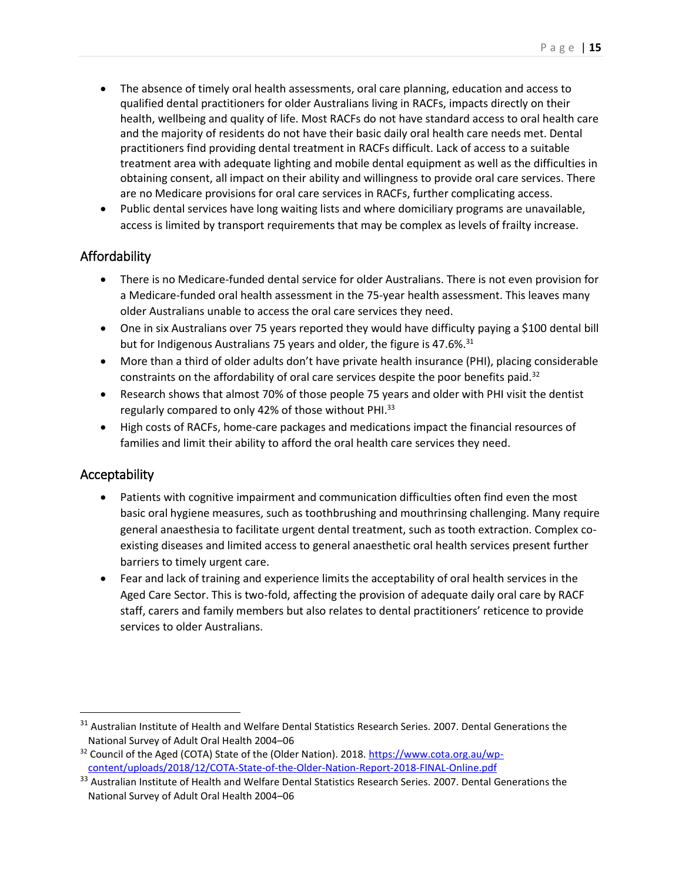- The absence of timely oral health assessments, oral care planning, education and access to qualified dental practitioners for older Australians living in RACFs, impacts directly on their health, wellbeing and quality of life. Most RACFs do not have standard access to oral health care and the majority of residents do not have their basic daily oral health care needs met. Dental practitioners find providing dental treatment in RACFs difficult. Lack of access to a suitable treatment area with adequate lighting and mobile dental equipment as well as the difficulties in obtaining consent, all impact on their ability and willingness to provide oral care services. There are no Medicare provisions for oral care services in RACFs, further complicating access.
- Public dental services have long waiting lists and where domiciliary programs are unavailable, access is limited by transport requirements that may be complex as levels of frailty increase.

## Affordability

- There is no Medicare-funded dental service for older Australians. There is not even provision for a Medicare-funded oral health assessment in the 75-year health assessment. This leaves many older Australians unable to access the oral care services they need.
- One in six Australians over 75 years reported they would have difficulty paying a $100 dental bill but for Indigenous Australians 75 years and older, the figure is 47.6%.[31]
- More than a third of older adults don't have private health insurance (PHI), placing considerable constraints on the affordability of oral care services despite the poor benefits paid.[32]
- Research shows that almost 70% of those people 75 years and older with PHI visit the dentist regularly compared to only 42% of those without PHI.[33]
- High costs of RACFs, home-care packages and medications impact the financial resources of families and limit their ability to afford the oral health care services they need.

## Acceptability

- Patients with cognitive impairment and communication difficulties often find even the most basic oral hygiene measures, such as toothbrushing and mouthrinsing challenging. Many require general anaesthesia to facilitate urgent dental treatment, such as tooth extraction. Complex co-existing diseases and limited access to general anaesthetic oral health services present further barriers to timely urgent care.
- Fear and lack of training and experience limits the acceptability of oral health services in the Aged Care Sector. This is two-fold, affecting the provision of adequate daily oral care by RACF staff, carers and family members but also relates to dental practitioners' reticence to provide services to older Australians.

---

[31] Australian Institute of Health and Welfare Dental Statistics Research Series. 2007. Dental Generations the National Survey of Adult Oral Health 2004–06

[32] Council of the Aged (COTA) State of the (Older Nation). 2018. https://www.cota.org.au/wp-content/uploads/2018/12/COTA-State-of-the-Older-Nation-Report-2018-FINAL-Online.pdf

[33] Australian Institute of Health and Welfare Dental Statistics Research Series. 2007. Dental Generations the National Survey of Adult Oral Health 2004–06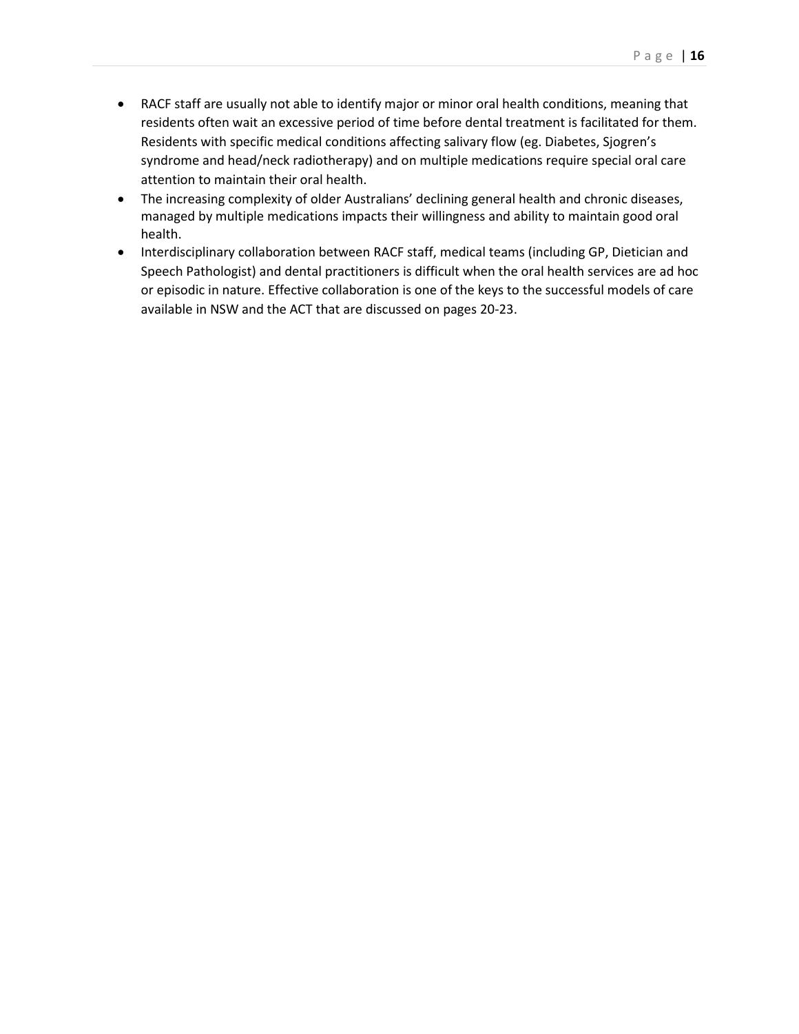- RACF staff are usually not able to identify major or minor oral health conditions, meaning that residents often wait an excessive period of time before dental treatment is facilitated for them. Residents with specific medical conditions affecting salivary flow (eg. Diabetes, Sjogren's syndrome and head/neck radiotherapy) and on multiple medications require special oral care attention to maintain their oral health.
- The increasing complexity of older Australians' declining general health and chronic diseases, managed by multiple medications impacts their willingness and ability to maintain good oral health.
- Interdisciplinary collaboration between RACF staff, medical teams (including GP, Dietician and Speech Pathologist) and dental practitioners is difficult when the oral health services are ad hoc or episodic in nature. Effective collaboration is one of the keys to the successful models of care available in NSW and the ACT that are discussed on pages 20-23.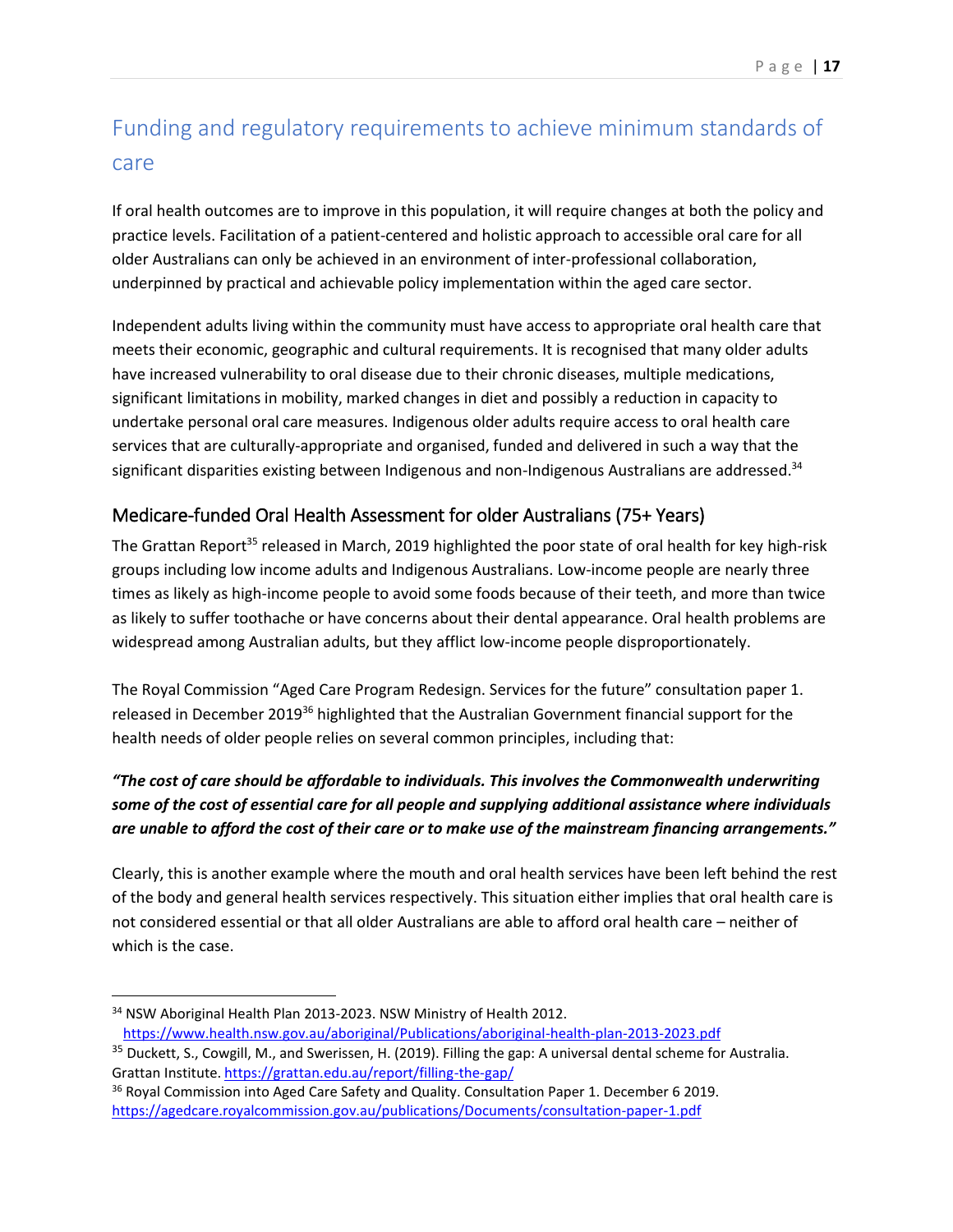## Funding and regulatory requirements to achieve minimum standards of care

If oral health outcomes are to improve in this population, it will require changes at both the policy and practice levels. Facilitation of a patient-centered and holistic approach to accessible oral care for all older Australians can only be achieved in an environment of inter-professional collaboration, underpinned by practical and achievable policy implementation within the aged care sector.

Independent adults living within the community must have access to appropriate oral health care that meets their economic, geographic and cultural requirements. It is recognised that many older adults have increased vulnerability to oral disease due to their chronic diseases, multiple medications, significant limitations in mobility, marked changes in diet and possibly a reduction in capacity to undertake personal oral care measures. Indigenous older adults require access to oral health care services that are culturally-appropriate and organised, funded and delivered in such a way that the significant disparities existing between Indigenous and non-Indigenous Australians are addressed.[34]

### Medicare-funded Oral Health Assessment for older Australians (75+ Years)

The Grattan Report[35] released in March, 2019 highlighted the poor state of oral health for key high-risk groups including low income adults and Indigenous Australians. Low-income people are nearly three times as likely as high-income people to avoid some foods because of their teeth, and more than twice as likely to suffer toothache or have concerns about their dental appearance. Oral health problems are widespread among Australian adults, but they afflict low-income people disproportionately.

The Royal Commission "Aged Care Program Redesign. Services for the future" consultation paper 1. released in December 2019[36] highlighted that the Australian Government financial support for the health needs of older people relies on several common principles, including that:

***"The cost of care should be affordable to individuals. This involves the Commonwealth underwriting some of the cost of essential care for all people and supplying additional assistance where individuals are unable to afford the cost of their care or to make use of the mainstream financing arrangements."***

Clearly, this is another example where the mouth and oral health services have been left behind the rest of the body and general health services respectively. This situation either implies that oral health care is not considered essential or that all older Australians are able to afford oral health care – neither of which is the case.

---

[34] NSW Aboriginal Health Plan 2013-2023. NSW Ministry of Health 2012. https://www.health.nsw.gov.au/aboriginal/Publications/aboriginal-health-plan-2013-2023.pdf

[35] Duckett, S., Cowgill, M., and Swerissen, H. (2019). Filling the gap: A universal dental scheme for Australia. Grattan Institute. https://grattan.edu.au/report/filling-the-gap/

[36] Royal Commission into Aged Care Safety and Quality. Consultation Paper 1. December 6 2019. https://agedcare.royalcommission.gov.au/publications/Documents/consultation-paper-1.pdf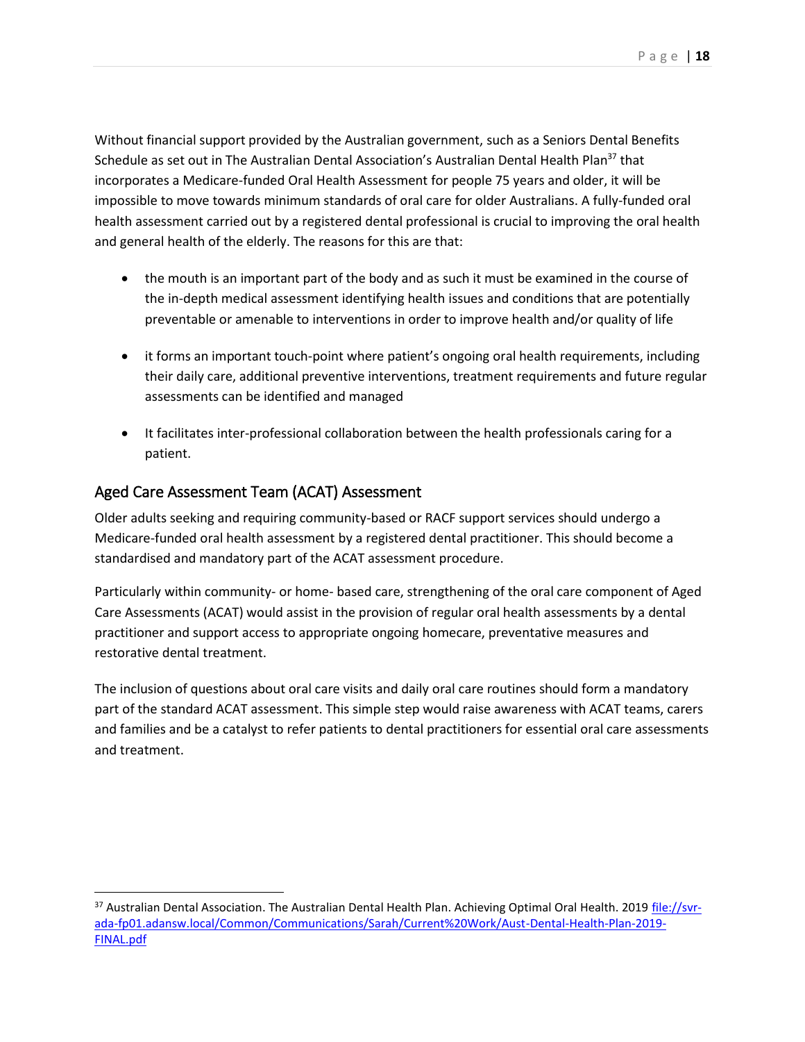Without financial support provided by the Australian government, such as a Seniors Dental Benefits Schedule as set out in The Australian Dental Association's Australian Dental Health Plan[37] that incorporates a Medicare-funded Oral Health Assessment for people 75 years and older, it will be impossible to move towards minimum standards of oral care for older Australians. A fully-funded oral health assessment carried out by a registered dental professional is crucial to improving the oral health and general health of the elderly. The reasons for this are that:

- the mouth is an important part of the body and as such it must be examined in the course of the in-depth medical assessment identifying health issues and conditions that are potentially preventable or amenable to interventions in order to improve health and/or quality of life
- it forms an important touch-point where patient's ongoing oral health requirements, including their daily care, additional preventive interventions, treatment requirements and future regular assessments can be identified and managed
- It facilitates inter-professional collaboration between the health professionals caring for a patient.

## Aged Care Assessment Team (ACAT) Assessment

Older adults seeking and requiring community-based or RACF support services should undergo a Medicare-funded oral health assessment by a registered dental practitioner. This should become a standardised and mandatory part of the ACAT assessment procedure.

Particularly within community- or home- based care, strengthening of the oral care component of Aged Care Assessments (ACAT) would assist in the provision of regular oral health assessments by a dental practitioner and support access to appropriate ongoing homecare, preventative measures and restorative dental treatment.

The inclusion of questions about oral care visits and daily oral care routines should form a mandatory part of the standard ACAT assessment. This simple step would raise awareness with ACAT teams, carers and families and be a catalyst to refer patients to dental practitioners for essential oral care assessments and treatment.

---

[37] Australian Dental Association. The Australian Dental Health Plan. Achieving Optimal Oral Health. 2019 file://svr-ada-fp01.adansw.local/Common/Communications/Sarah/Current%20Work/Aust-Dental-Health-Plan-2019-FINAL.pdf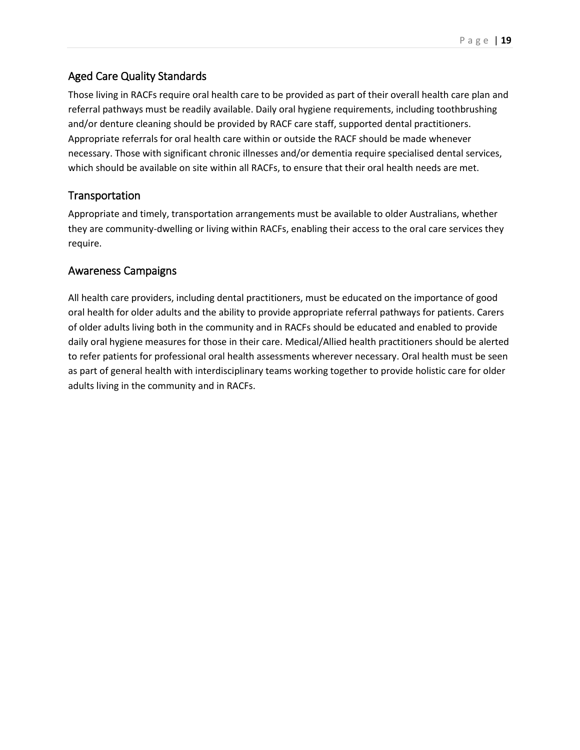## Aged Care Quality Standards

Those living in RACFs require oral health care to be provided as part of their overall health care plan and referral pathways must be readily available. Daily oral hygiene requirements, including toothbrushing and/or denture cleaning should be provided by RACF care staff, supported dental practitioners. Appropriate referrals for oral health care within or outside the RACF should be made whenever necessary. Those with significant chronic illnesses and/or dementia require specialised dental services, which should be available on site within all RACFs, to ensure that their oral health needs are met.

## Transportation

Appropriate and timely, transportation arrangements must be available to older Australians, whether they are community-dwelling or living within RACFs, enabling their access to the oral care services they require.

## Awareness Campaigns

All health care providers, including dental practitioners, must be educated on the importance of good oral health for older adults and the ability to provide appropriate referral pathways for patients. Carers of older adults living both in the community and in RACFs should be educated and enabled to provide daily oral hygiene measures for those in their care. Medical/Allied health practitioners should be alerted to refer patients for professional oral health assessments wherever necessary. Oral health must be seen as part of general health with interdisciplinary teams working together to provide holistic care for older adults living in the community and in RACFs.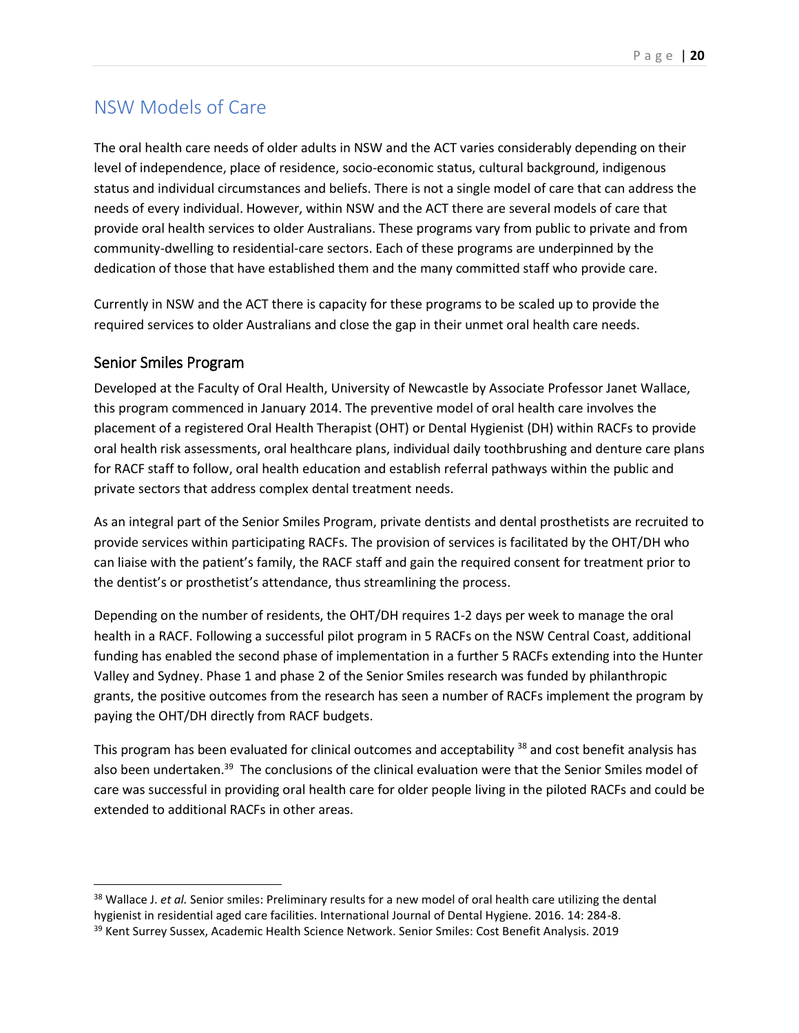## NSW Models of Care

The oral health care needs of older adults in NSW and the ACT varies considerably depending on their level of independence, place of residence, socio-economic status, cultural background, indigenous status and individual circumstances and beliefs. There is not a single model of care that can address the needs of every individual. However, within NSW and the ACT there are several models of care that provide oral health services to older Australians. These programs vary from public to private and from community-dwelling to residential-care sectors. Each of these programs are underpinned by the dedication of those that have established them and the many committed staff who provide care.

Currently in NSW and the ACT there is capacity for these programs to be scaled up to provide the required services to older Australians and close the gap in their unmet oral health care needs.

### Senior Smiles Program

Developed at the Faculty of Oral Health, University of Newcastle by Associate Professor Janet Wallace, this program commenced in January 2014. The preventive model of oral health care involves the placement of a registered Oral Health Therapist (OHT) or Dental Hygienist (DH) within RACFs to provide oral health risk assessments, oral healthcare plans, individual daily toothbrushing and denture care plans for RACF staff to follow, oral health education and establish referral pathways within the public and private sectors that address complex dental treatment needs.

As an integral part of the Senior Smiles Program, private dentists and dental prosthetists are recruited to provide services within participating RACFs. The provision of services is facilitated by the OHT/DH who can liaise with the patient's family, the RACF staff and gain the required consent for treatment prior to the dentist's or prosthetist's attendance, thus streamlining the process.

Depending on the number of residents, the OHT/DH requires 1-2 days per week to manage the oral health in a RACF. Following a successful pilot program in 5 RACFs on the NSW Central Coast, additional funding has enabled the second phase of implementation in a further 5 RACFs extending into the Hunter Valley and Sydney. Phase 1 and phase 2 of the Senior Smiles research was funded by philanthropic grants, the positive outcomes from the research has seen a number of RACFs implement the program by paying the OHT/DH directly from RACF budgets.

This program has been evaluated for clinical outcomes and acceptability [38] and cost benefit analysis has also been undertaken.[39] The conclusions of the clinical evaluation were that the Senior Smiles model of care was successful in providing oral health care for older people living in the piloted RACFs and could be extended to additional RACFs in other areas.

---

[38] Wallace J. *et al.* Senior smiles: Preliminary results for a new model of oral health care utilizing the dental hygienist in residential aged care facilities. International Journal of Dental Hygiene. 2016. 14: 284-8.

[39] Kent Surrey Sussex, Academic Health Science Network. Senior Smiles: Cost Benefit Analysis. 2019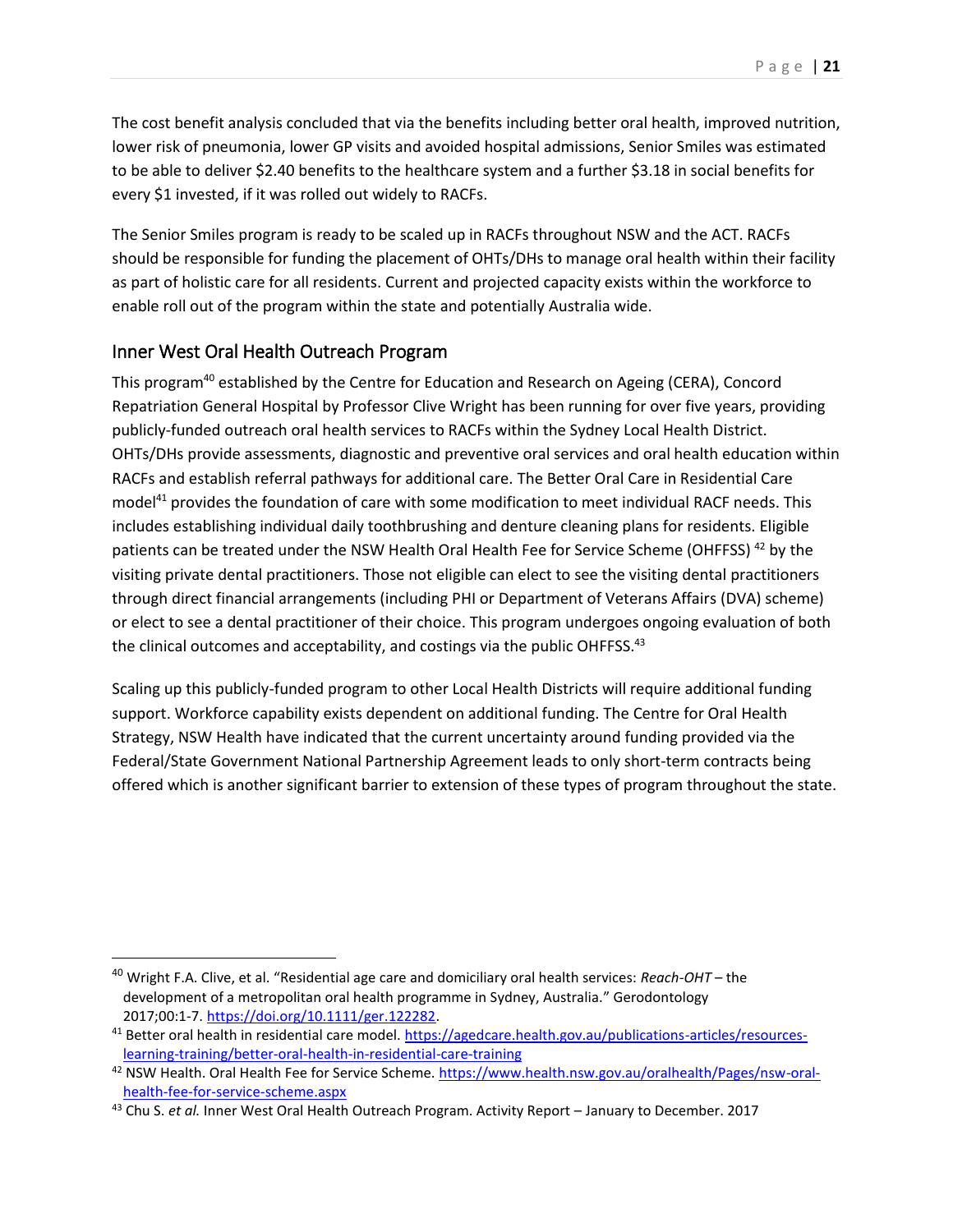The cost benefit analysis concluded that via the benefits including better oral health, improved nutrition, lower risk of pneumonia, lower GP visits and avoided hospital admissions, Senior Smiles was estimated to be able to deliver $2.40 benefits to the healthcare system and a further $3.18 in social benefits for every $1 invested, if it was rolled out widely to RACFs.

The Senior Smiles program is ready to be scaled up in RACFs throughout NSW and the ACT. RACFs should be responsible for funding the placement of OHTs/DHs to manage oral health within their facility as part of holistic care for all residents. Current and projected capacity exists within the workforce to enable roll out of the program within the state and potentially Australia wide.

## Inner West Oral Health Outreach Program

This program[40] established by the Centre for Education and Research on Ageing (CERA), Concord Repatriation General Hospital by Professor Clive Wright has been running for over five years, providing publicly-funded outreach oral health services to RACFs within the Sydney Local Health District. OHTs/DHs provide assessments, diagnostic and preventive oral services and oral health education within RACFs and establish referral pathways for additional care. The Better Oral Care in Residential Care model[41] provides the foundation of care with some modification to meet individual RACF needs. This includes establishing individual daily toothbrushing and denture cleaning plans for residents. Eligible patients can be treated under the NSW Health Oral Health Fee for Service Scheme (OHFFSS) [42] by the visiting private dental practitioners. Those not eligible can elect to see the visiting dental practitioners through direct financial arrangements (including PHI or Department of Veterans Affairs (DVA) scheme) or elect to see a dental practitioner of their choice. This program undergoes ongoing evaluation of both the clinical outcomes and acceptability, and costings via the public OHFFSS.[43]

Scaling up this publicly-funded program to other Local Health Districts will require additional funding support. Workforce capability exists dependent on additional funding. The Centre for Oral Health Strategy, NSW Health have indicated that the current uncertainty around funding provided via the Federal/State Government National Partnership Agreement leads to only short-term contracts being offered which is another significant barrier to extension of these types of program throughout the state.

---

[40] Wright F.A. Clive, et al. "Residential age care and domiciliary oral health services: *Reach-OHT* – the development of a metropolitan oral health programme in Sydney, Australia." Gerodontology 2017;00:1-7. https://doi.org/10.1111/ger.122282.

[41] Better oral health in residential care model. https://agedcare.health.gov.au/publications-articles/resources-learning-training/better-oral-health-in-residential-care-training

[42] NSW Health. Oral Health Fee for Service Scheme. https://www.health.nsw.gov.au/oralhealth/Pages/nsw-oral-health-fee-for-service-scheme.aspx

[43] Chu S. *et al.* Inner West Oral Health Outreach Program. Activity Report – January to December. 2017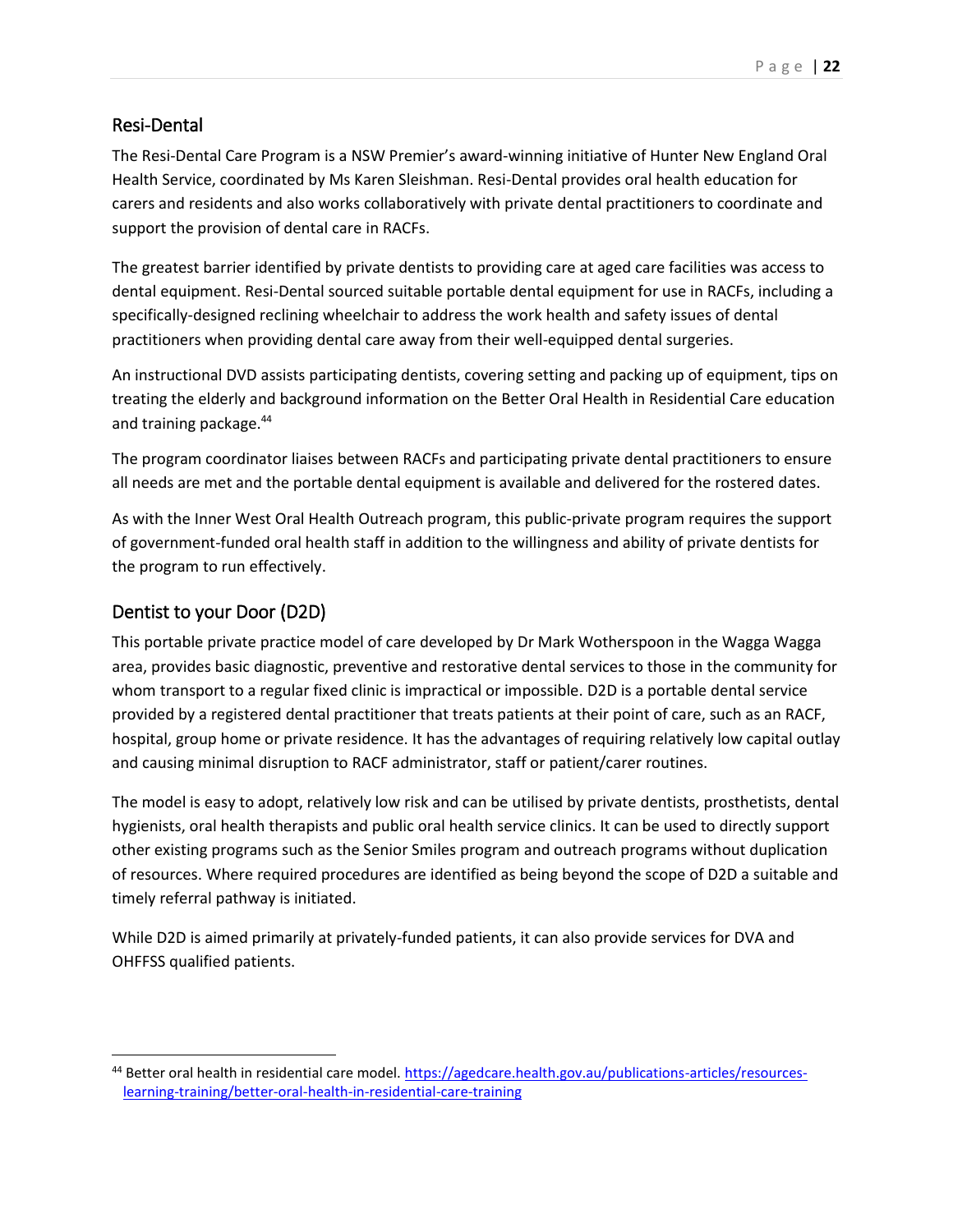## Resi-Dental

The Resi-Dental Care Program is a NSW Premier's award-winning initiative of Hunter New England Oral Health Service, coordinated by Ms Karen Sleishman. Resi-Dental provides oral health education for carers and residents and also works collaboratively with private dental practitioners to coordinate and support the provision of dental care in RACFs.

The greatest barrier identified by private dentists to providing care at aged care facilities was access to dental equipment. Resi-Dental sourced suitable portable dental equipment for use in RACFs, including a specifically-designed reclining wheelchair to address the work health and safety issues of dental practitioners when providing dental care away from their well-equipped dental surgeries.

An instructional DVD assists participating dentists, covering setting and packing up of equipment, tips on treating the elderly and background information on the Better Oral Health in Residential Care education and training package.[44]

The program coordinator liaises between RACFs and participating private dental practitioners to ensure all needs are met and the portable dental equipment is available and delivered for the rostered dates.

As with the Inner West Oral Health Outreach program, this public-private program requires the support of government-funded oral health staff in addition to the willingness and ability of private dentists for the program to run effectively.

## Dentist to your Door (D2D)

This portable private practice model of care developed by Dr Mark Wotherspoon in the Wagga Wagga area, provides basic diagnostic, preventive and restorative dental services to those in the community for whom transport to a regular fixed clinic is impractical or impossible. D2D is a portable dental service provided by a registered dental practitioner that treats patients at their point of care, such as an RACF, hospital, group home or private residence. It has the advantages of requiring relatively low capital outlay and causing minimal disruption to RACF administrator, staff or patient/carer routines.

The model is easy to adopt, relatively low risk and can be utilised by private dentists, prosthetists, dental hygienists, oral health therapists and public oral health service clinics. It can be used to directly support other existing programs such as the Senior Smiles program and outreach programs without duplication of resources. Where required procedures are identified as being beyond the scope of D2D a suitable and timely referral pathway is initiated.

While D2D is aimed primarily at privately-funded patients, it can also provide services for DVA and OHFFSS qualified patients.

---

[44] Better oral health in residential care model. https://agedcare.health.gov.au/publications-articles/resources-learning-training/better-oral-health-in-residential-care-training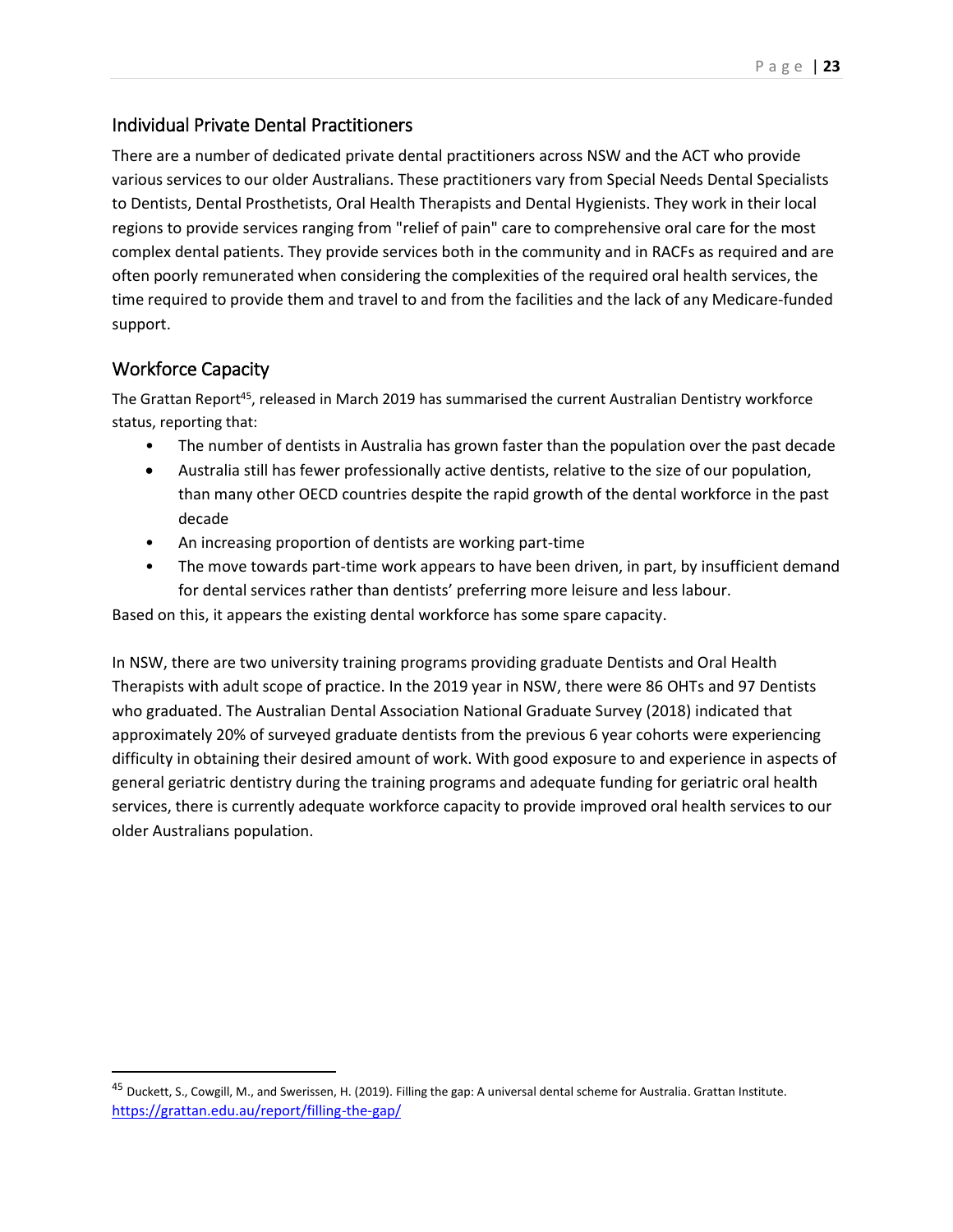## Individual Private Dental Practitioners

There are a number of dedicated private dental practitioners across NSW and the ACT who provide various services to our older Australians. These practitioners vary from Special Needs Dental Specialists to Dentists, Dental Prosthetists, Oral Health Therapists and Dental Hygienists. They work in their local regions to provide services ranging from "relief of pain" care to comprehensive oral care for the most complex dental patients. They provide services both in the community and in RACFs as required and are often poorly remunerated when considering the complexities of the required oral health services, the time required to provide them and travel to and from the facilities and the lack of any Medicare-funded support.

## Workforce Capacity

The Grattan Report[45], released in March 2019 has summarised the current Australian Dentistry workforce status, reporting that:

- The number of dentists in Australia has grown faster than the population over the past decade
- Australia still has fewer professionally active dentists, relative to the size of our population, than many other OECD countries despite the rapid growth of the dental workforce in the past decade
- An increasing proportion of dentists are working part-time
- The move towards part-time work appears to have been driven, in part, by insufficient demand for dental services rather than dentists' preferring more leisure and less labour.

Based on this, it appears the existing dental workforce has some spare capacity.

In NSW, there are two university training programs providing graduate Dentists and Oral Health Therapists with adult scope of practice. In the 2019 year in NSW, there were 86 OHTs and 97 Dentists who graduated. The Australian Dental Association National Graduate Survey (2018) indicated that approximately 20% of surveyed graduate dentists from the previous 6 year cohorts were experiencing difficulty in obtaining their desired amount of work. With good exposure to and experience in aspects of general geriatric dentistry during the training programs and adequate funding for geriatric oral health services, there is currently adequate workforce capacity to provide improved oral health services to our older Australians population.

---

[45] Duckett, S., Cowgill, M., and Swerissen, H. (2019). Filling the gap: A universal dental scheme for Australia. Grattan Institute. https://grattan.edu.au/report/filling-the-gap/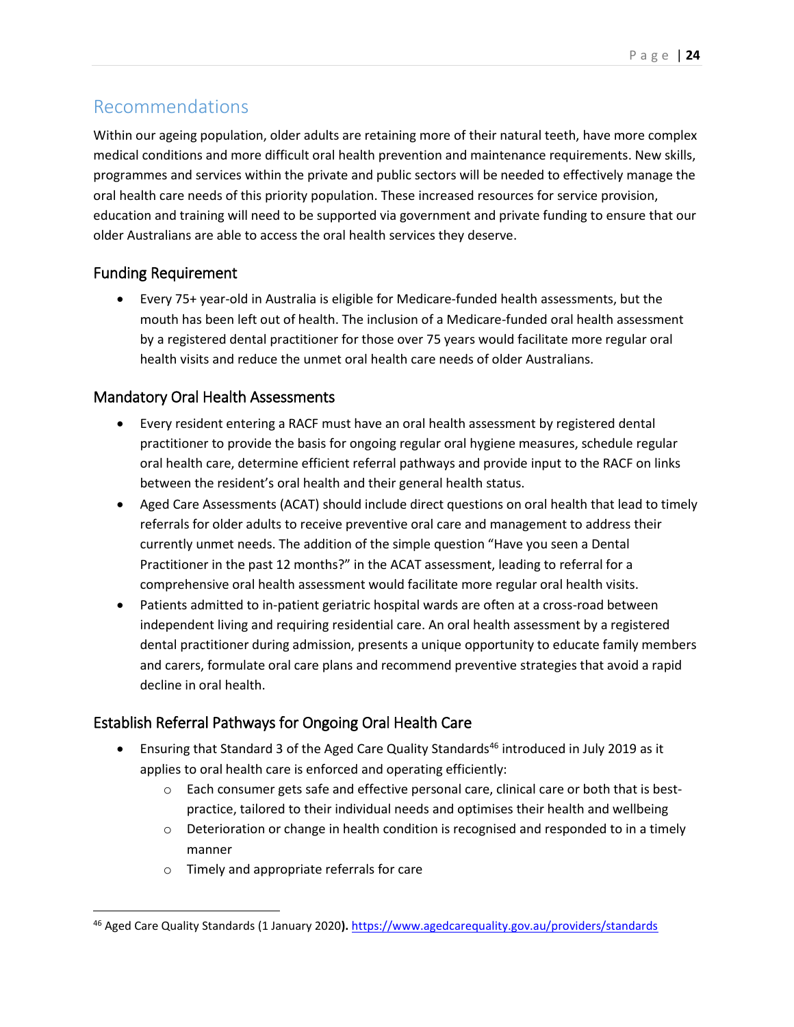## Recommendations

Within our ageing population, older adults are retaining more of their natural teeth, have more complex medical conditions and more difficult oral health prevention and maintenance requirements. New skills, programmes and services within the private and public sectors will be needed to effectively manage the oral health care needs of this priority population. These increased resources for service provision, education and training will need to be supported via government and private funding to ensure that our older Australians are able to access the oral health services they deserve.

### Funding Requirement

- Every 75+ year-old in Australia is eligible for Medicare-funded health assessments, but the mouth has been left out of health. The inclusion of a Medicare-funded oral health assessment by a registered dental practitioner for those over 75 years would facilitate more regular oral health visits and reduce the unmet oral health care needs of older Australians.

### Mandatory Oral Health Assessments

- Every resident entering a RACF must have an oral health assessment by registered dental practitioner to provide the basis for ongoing regular oral hygiene measures, schedule regular oral health care, determine efficient referral pathways and provide input to the RACF on links between the resident's oral health and their general health status.
- Aged Care Assessments (ACAT) should include direct questions on oral health that lead to timely referrals for older adults to receive preventive oral care and management to address their currently unmet needs. The addition of the simple question "Have you seen a Dental Practitioner in the past 12 months?" in the ACAT assessment, leading to referral for a comprehensive oral health assessment would facilitate more regular oral health visits.
- Patients admitted to in-patient geriatric hospital wards are often at a cross-road between independent living and requiring residential care. An oral health assessment by a registered dental practitioner during admission, presents a unique opportunity to educate family members and carers, formulate oral care plans and recommend preventive strategies that avoid a rapid decline in oral health.

### Establish Referral Pathways for Ongoing Oral Health Care

- Ensuring that Standard 3 of the Aged Care Quality Standards[46] introduced in July 2019 as it applies to oral health care is enforced and operating efficiently:
  - Each consumer gets safe and effective personal care, clinical care or both that is best-practice, tailored to their individual needs and optimises their health and wellbeing
  - Deterioration or change in health condition is recognised and responded to in a timely manner
  - Timely and appropriate referrals for care

[46] Aged Care Quality Standards (1 January 2020**).** https://www.agedcarequality.gov.au/providers/standards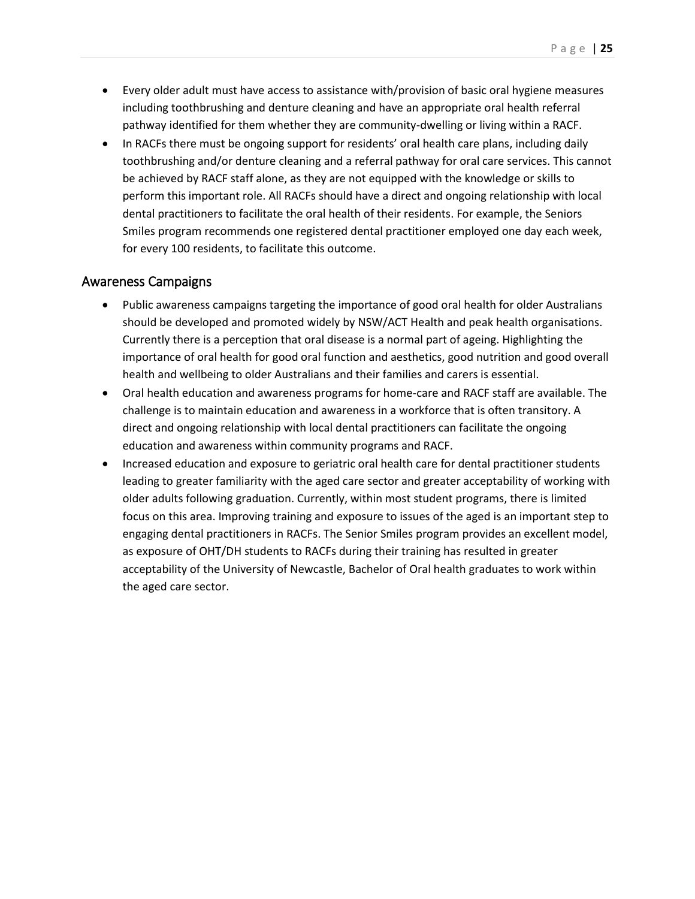- Every older adult must have access to assistance with/provision of basic oral hygiene measures including toothbrushing and denture cleaning and have an appropriate oral health referral pathway identified for them whether they are community-dwelling or living within a RACF.
- In RACFs there must be ongoing support for residents' oral health care plans, including daily toothbrushing and/or denture cleaning and a referral pathway for oral care services. This cannot be achieved by RACF staff alone, as they are not equipped with the knowledge or skills to perform this important role. All RACFs should have a direct and ongoing relationship with local dental practitioners to facilitate the oral health of their residents. For example, the Seniors Smiles program recommends one registered dental practitioner employed one day each week, for every 100 residents, to facilitate this outcome.

## Awareness Campaigns

- Public awareness campaigns targeting the importance of good oral health for older Australians should be developed and promoted widely by NSW/ACT Health and peak health organisations. Currently there is a perception that oral disease is a normal part of ageing. Highlighting the importance of oral health for good oral function and aesthetics, good nutrition and good overall health and wellbeing to older Australians and their families and carers is essential.
- Oral health education and awareness programs for home-care and RACF staff are available. The challenge is to maintain education and awareness in a workforce that is often transitory. A direct and ongoing relationship with local dental practitioners can facilitate the ongoing education and awareness within community programs and RACF.
- Increased education and exposure to geriatric oral health care for dental practitioner students leading to greater familiarity with the aged care sector and greater acceptability of working with older adults following graduation. Currently, within most student programs, there is limited focus on this area. Improving training and exposure to issues of the aged is an important step to engaging dental practitioners in RACFs. The Senior Smiles program provides an excellent model, as exposure of OHT/DH students to RACFs during their training has resulted in greater acceptability of the University of Newcastle, Bachelor of Oral health graduates to work within the aged care sector.